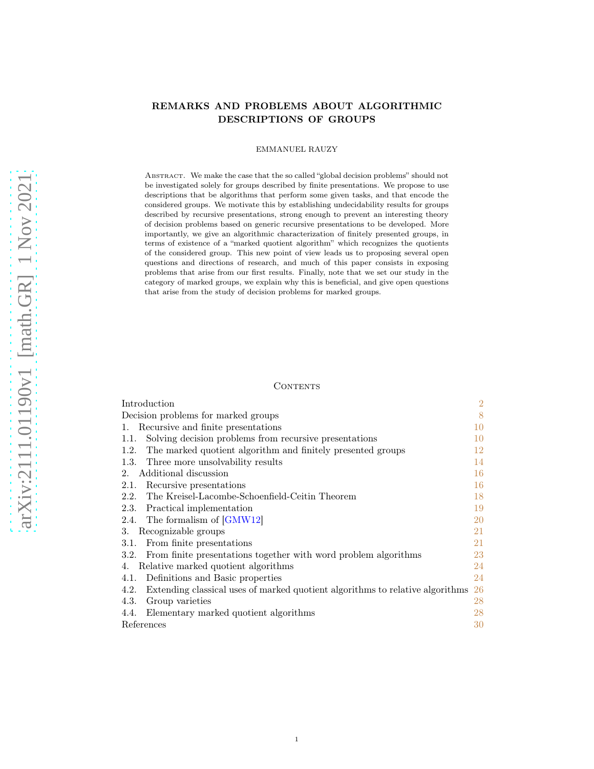# REMARKS AND PROBLEMS ABOUT ALGORITHMIC DESCRIPTIONS OF GROUPS

EMMANUEL RAUZY

Abstract. We make the case that the so called "global decision problems" should not be investigated solely for groups described by finite presentations. We propose to use descriptions that be algorithms that perform some given tasks, and that encode the considered groups. We motivate this by establishing undecidability results for groups described by recursive presentations, strong enough to prevent an interesting theory of decision problems based on generic recursive presentations to be developed. More importantly, we give an algorithmic characterization of finitely presented groups, in terms of existence of a "marked quotient algorithm" which recognizes the quotients of the considered group. This new point of view leads us to proposing several open questions and directions of research, and much of this paper consists in exposing problems that arise from our first results. Finally, note that we set our study in the category of marked groups, we explain why this is beneficial, and give open questions that arise from the study of decision problems for marked groups.

## Contents

- Introduction — 2
- Decision problems for marked groups — 8
- 1. Recursive and finite presentations — 10
  - 1.1. Solving decision problems from recursive presentations — 10
  - 1.2. The marked quotient algorithm and finitely presented groups — 12
  - 1.3. Three more unsolvability results — 14
- 2. Additional discussion — 16
  - 2.1. Recursive presentations — 16
  - 2.2. The Kreisel-Lacombe-Schoenfield-Ceitin Theorem — 18
  - 2.3. Practical implementation — 19
  - 2.4. The formalism of [GMW12] — 20
- 3. Recognizable groups — 21
  - 3.1. From finite presentations — 21
  - 3.2. From finite presentations together with word problem algorithms — 23
- 4. Relative marked quotient algorithms — 24
  - 4.1. Definitions and Basic properties — 24
  - 4.2. Extending classical uses of marked quotient algorithms to relative algorithms — 26
  - 4.3. Group varieties — 28
  - 4.4. Elementary marked quotient algorithms — 28
- References — 30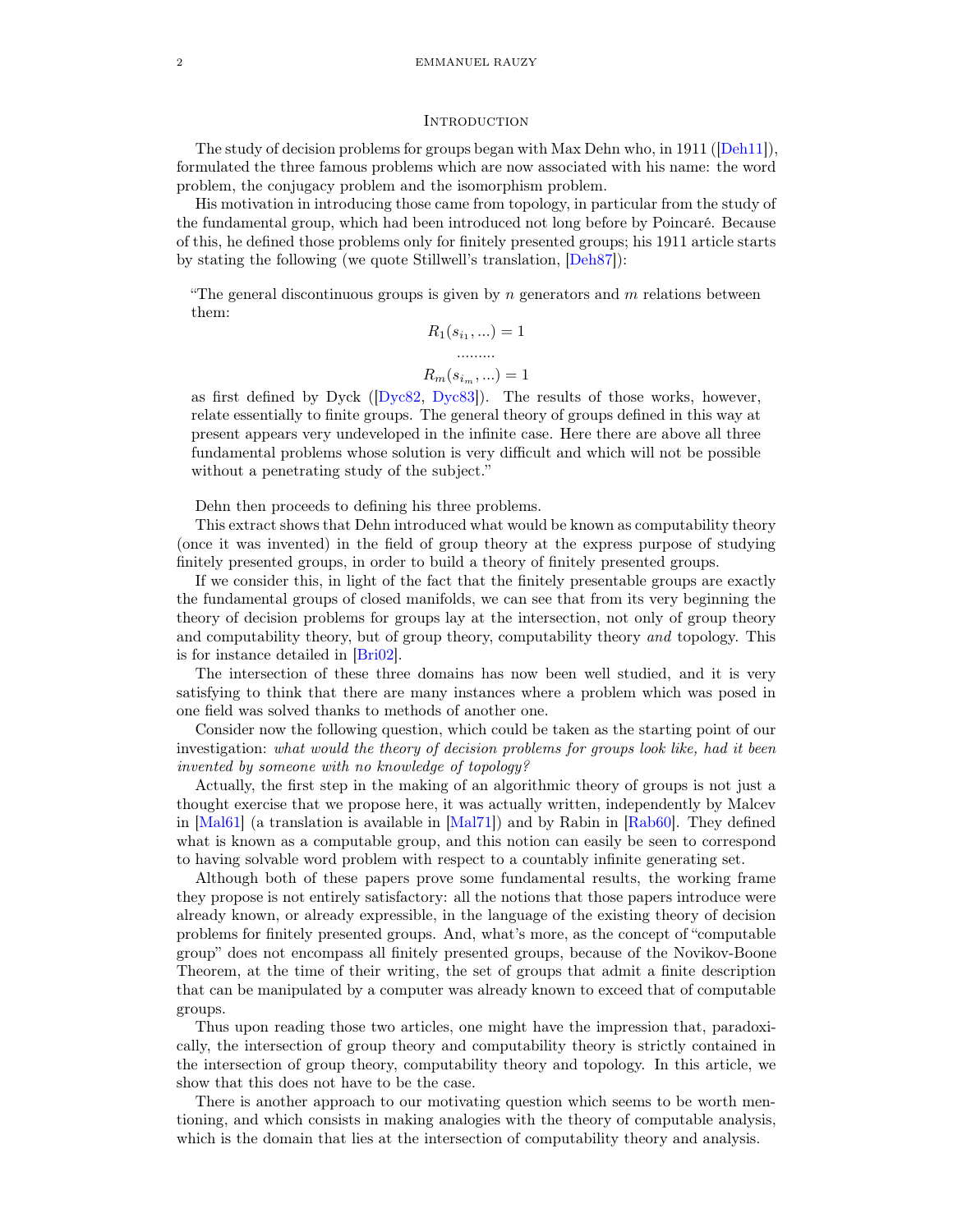# Introduction

The study of decision problems for groups began with Max Dehn who, in 1911 ([Deh11]), formulated the three famous problems which are now associated with his name: the word problem, the conjugacy problem and the isomorphism problem.

His motivation in introducing those came from topology, in particular from the study of the fundamental group, which had been introduced not long before by Poincaré. Because of this, he defined those problems only for finitely presented groups; his 1911 article starts by stating the following (we quote Stillwell's translation, [Deh87]):

> "The general discontinuous groups is given by $n$ generators and $m$ relations between them:
>
> $$R_1(s_{i_1}, ...) = 1$$
> $$.........$$
> $$R_m(s_{i_m}, ...) = 1$$
>
> as first defined by Dyck ([Dyc82, Dyc83]). The results of those works, however, relate essentially to finite groups. The general theory of groups defined in this way at present appears very undeveloped in the infinite case. Here there are above all three fundamental problems whose solution is very difficult and which will not be possible without a penetrating study of the subject."

Dehn then proceeds to defining his three problems.

This extract shows that Dehn introduced what would be known as computability theory (once it was invented) in the field of group theory at the express purpose of studying finitely presented groups, in order to build a theory of finitely presented groups.

If we consider this, in light of the fact that the finitely presentable groups are exactly the fundamental groups of closed manifolds, we can see that from its very beginning the theory of decision problems for groups lay at the intersection, not only of group theory and computability theory, but of group theory, computability theory *and* topology. This is for instance detailed in [Bri02].

The intersection of these three domains has now been well studied, and it is very satisfying to think that there are many instances where a problem which was posed in one field was solved thanks to methods of another one.

Consider now the following question, which could be taken as the starting point of our investigation: *what would the theory of decision problems for groups look like, had it been invented by someone with no knowledge of topology?*

Actually, the first step in the making of an algorithmic theory of groups is not just a thought exercise that we propose here, it was actually written, independently by Malcev in [Mal61] (a translation is available in [Mal71]) and by Rabin in [Rab60]. They defined what is known as a computable group, and this notion can easily be seen to correspond to having solvable word problem with respect to a countably infinite generating set.

Although both of these papers prove some fundamental results, the working frame they propose is not entirely satisfactory: all the notions that those papers introduce were already known, or already expressible, in the language of the existing theory of decision problems for finitely presented groups. And, what's more, as the concept of "computable group" does not encompass all finitely presented groups, because of the Novikov-Boone Theorem, at the time of their writing, the set of groups that admit a finite description that can be manipulated by a computer was already known to exceed that of computable groups.

Thus upon reading those two articles, one might have the impression that, paradoxically, the intersection of group theory and computability theory is strictly contained in the intersection of group theory, computability theory and topology. In this article, we show that this does not have to be the case.

There is another approach to our motivating question which seems to be worth mentioning, and which consists in making analogies with the theory of computable analysis, which is the domain that lies at the intersection of computability theory and analysis.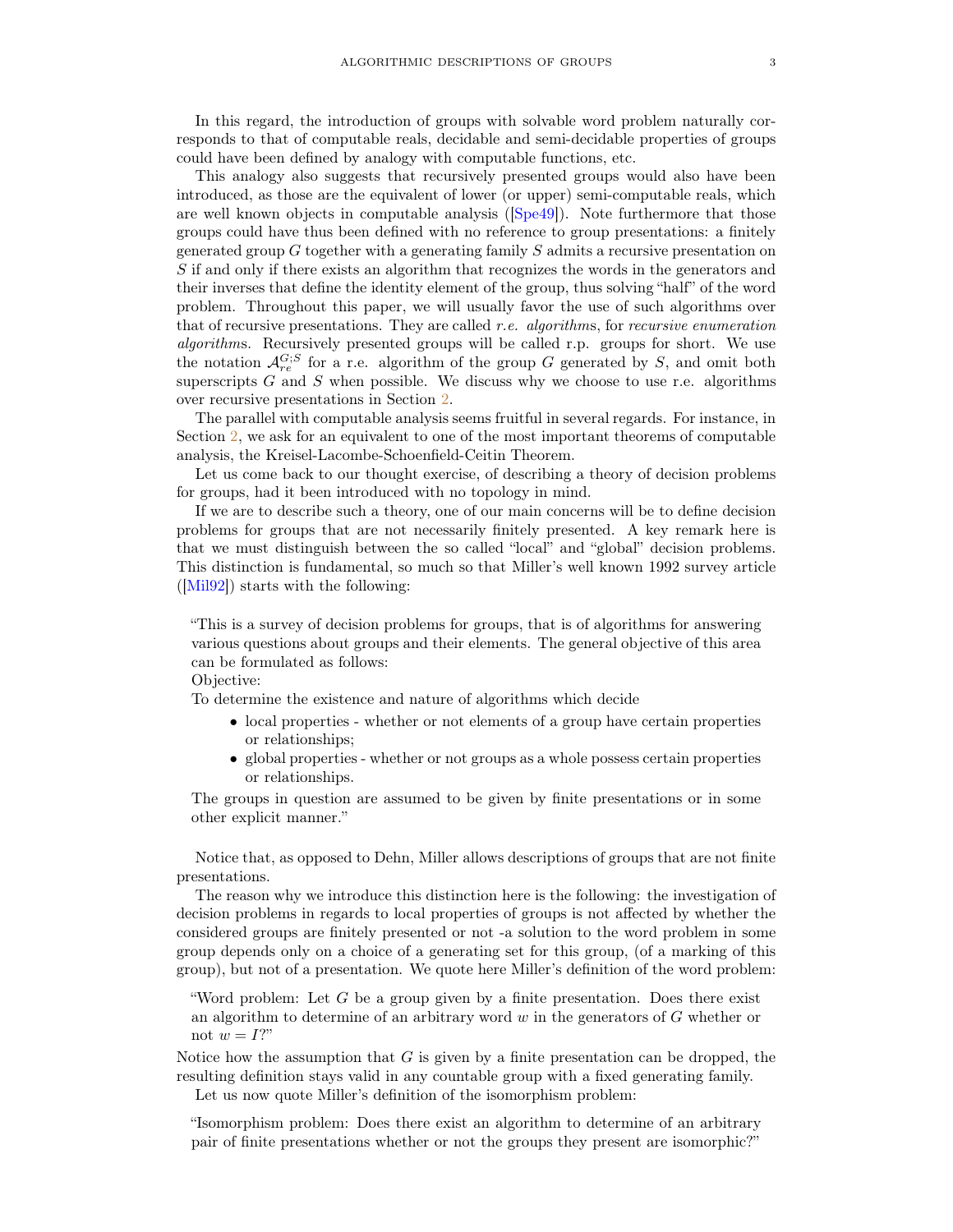In this regard, the introduction of groups with solvable word problem naturally corresponds to that of computable reals, decidable and semi-decidable properties of groups could have been defined by analogy with computable functions, etc.

This analogy also suggests that recursively presented groups would also have been introduced, as those are the equivalent of lower (or upper) semi-computable reals, which are well known objects in computable analysis ([Spe49]). Note furthermore that those groups could have thus been defined with no reference to group presentations: a finitely generated group $G$ together with a generating family $S$ admits a recursive presentation on $S$ if and only if there exists an algorithm that recognizes the words in the generators and their inverses that define the identity element of the group, thus solving "half" of the word problem. Throughout this paper, we will usually favor the use of such algorithms over that of recursive presentations. They are called *r.e. algorithm*s, for *recursive enumeration algorithm*s. Recursively presented groups will be called r.p. groups for short. We use the notation $\mathcal{A}_{re}^{G;S}$ for a r.e. algorithm of the group $G$ generated by $S$, and omit both superscripts $G$ and $S$ when possible. We discuss why we choose to use r.e. algorithms over recursive presentations in Section 2.

The parallel with computable analysis seems fruitful in several regards. For instance, in Section 2, we ask for an equivalent to one of the most important theorems of computable analysis, the Kreisel-Lacombe-Schoenfield-Ceitin Theorem.

Let us come back to our thought exercise, of describing a theory of decision problems for groups, had it been introduced with no topology in mind.

If we are to describe such a theory, one of our main concerns will be to define decision problems for groups that are not necessarily finitely presented. A key remark here is that we must distinguish between the so called "local" and "global" decision problems. This distinction is fundamental, so much so that Miller's well known 1992 survey article ([Mil92]) starts with the following:

> "This is a survey of decision problems for groups, that is of algorithms for answering various questions about groups and their elements. The general objective of this area can be formulated as follows:
> Objective:
> To determine the existence and nature of algorithms which decide
> - local properties - whether or not elements of a group have certain properties or relationships;
> - global properties - whether or not groups as a whole possess certain properties or relationships.
>
> The groups in question are assumed to be given by finite presentations or in some other explicit manner."

Notice that, as opposed to Dehn, Miller allows descriptions of groups that are not finite presentations.

The reason why we introduce this distinction here is the following: the investigation of decision problems in regards to local properties of groups is not affected by whether the considered groups are finitely presented or not -a solution to the word problem in some group depends only on a choice of a generating set for this group, (of a marking of this group), but not of a presentation. We quote here Miller's definition of the word problem:

> "Word problem: Let $G$ be a group given by a finite presentation. Does there exist an algorithm to determine of an arbitrary word $w$ in the generators of $G$ whether or not $w = I$?"

Notice how the assumption that $G$ is given by a finite presentation can be dropped, the resulting definition stays valid in any countable group with a fixed generating family.

Let us now quote Miller's definition of the isomorphism problem:

> "Isomorphism problem: Does there exist an algorithm to determine of an arbitrary pair of finite presentations whether or not the groups they present are isomorphic?"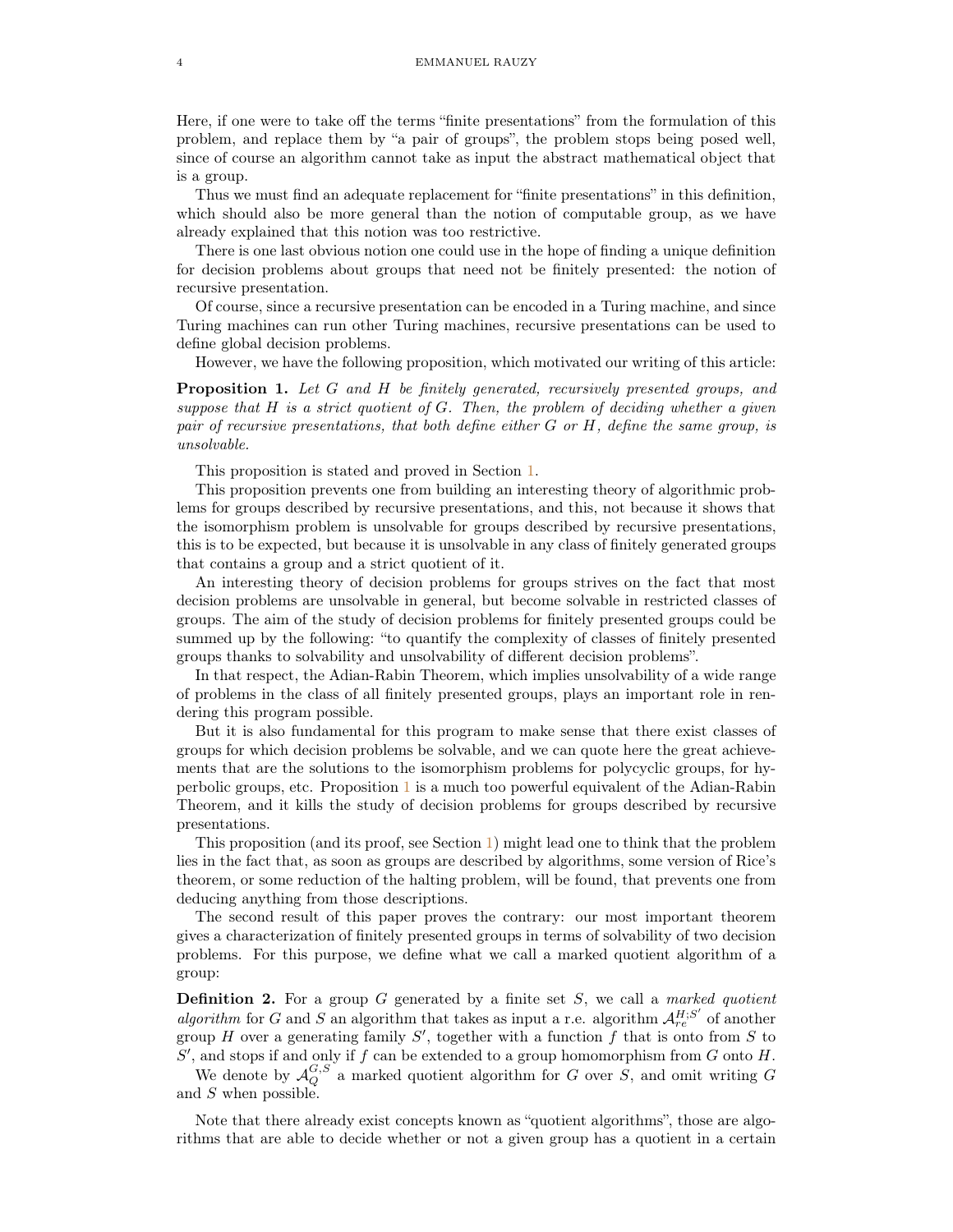Here, if one were to take off the terms "finite presentations" from the formulation of this problem, and replace them by "a pair of groups", the problem stops being posed well, since of course an algorithm cannot take as input the abstract mathematical object that is a group.

Thus we must find an adequate replacement for "finite presentations" in this definition, which should also be more general than the notion of computable group, as we have already explained that this notion was too restrictive.

There is one last obvious notion one could use in the hope of finding a unique definition for decision problems about groups that need not be finitely presented: the notion of recursive presentation.

Of course, since a recursive presentation can be encoded in a Turing machine, and since Turing machines can run other Turing machines, recursive presentations can be used to define global decision problems.

However, we have the following proposition, which motivated our writing of this article:

**Proposition 1.** *Let $G$ and $H$ be finitely generated, recursively presented groups, and suppose that $H$ is a strict quotient of $G$. Then, the problem of deciding whether a given pair of recursive presentations, that both define either $G$ or $H$, define the same group, is unsolvable.*

This proposition is stated and proved in Section 1.

This proposition prevents one from building an interesting theory of algorithmic problems for groups described by recursive presentations, and this, not because it shows that the isomorphism problem is unsolvable for groups described by recursive presentations, this is to be expected, but because it is unsolvable in any class of finitely generated groups that contains a group and a strict quotient of it.

An interesting theory of decision problems for groups strives on the fact that most decision problems are unsolvable in general, but become solvable in restricted classes of groups. The aim of the study of decision problems for finitely presented groups could be summed up by the following: "to quantify the complexity of classes of finitely presented groups thanks to solvability and unsolvability of different decision problems".

In that respect, the Adian-Rabin Theorem, which implies unsolvability of a wide range of problems in the class of all finitely presented groups, plays an important role in rendering this program possible.

But it is also fundamental for this program to make sense that there exist classes of groups for which decision problems be solvable, and we can quote here the great achievements that are the solutions to the isomorphism problems for polycyclic groups, for hyperbolic groups, etc. Proposition 1 is a much too powerful equivalent of the Adian-Rabin Theorem, and it kills the study of decision problems for groups described by recursive presentations.

This proposition (and its proof, see Section 1) might lead one to think that the problem lies in the fact that, as soon as groups are described by algorithms, some version of Rice's theorem, or some reduction of the halting problem, will be found, that prevents one from deducing anything from those descriptions.

The second result of this paper proves the contrary: our most important theorem gives a characterization of finitely presented groups in terms of solvability of two decision problems. For this purpose, we define what we call a marked quotient algorithm of a group:

**Definition 2.** For a group $G$ generated by a finite set $S$, we call a *marked quotient algorithm* for $G$ and $S$ an algorithm that takes as input a r.e. algorithm $\mathcal{A}_{re}^{H;S'}$ of another group $H$ over a generating family $S'$, together with a function $f$ that is onto from $S$ to $S'$, and stops if and only if $f$ can be extended to a group homomorphism from $G$ onto $H$.

We denote by $\mathcal{A}_{Q}^{G,S}$ a marked quotient algorithm for $G$ over $S$, and omit writing $G$ and $S$ when possible.

Note that there already exist concepts known as "quotient algorithms", those are algorithms that are able to decide whether or not a given group has a quotient in a certain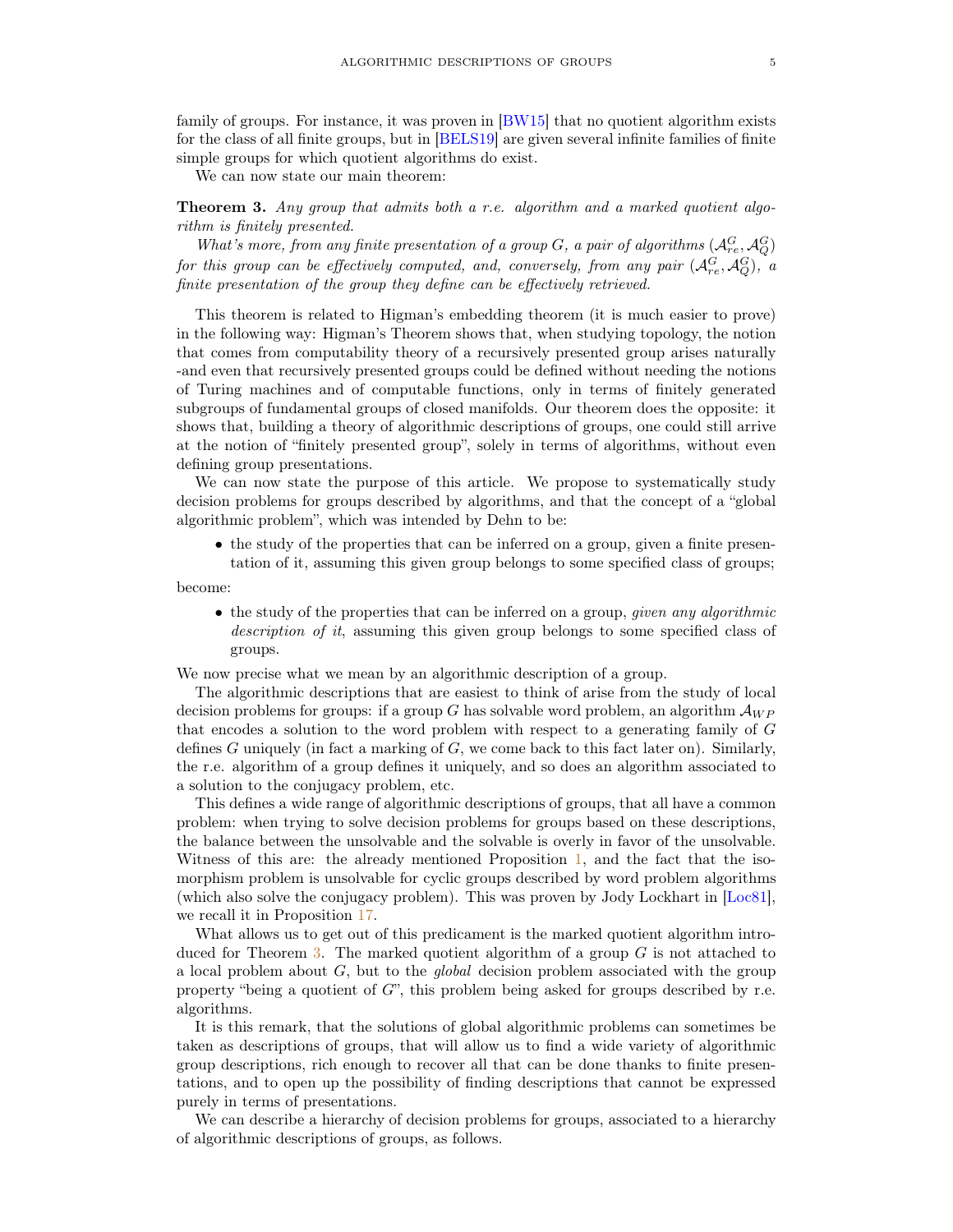family of groups. For instance, it was proven in [BW15] that no quotient algorithm exists for the class of all finite groups, but in [BELS19] are given several infinite families of finite simple groups for which quotient algorithms do exist.

We can now state our main theorem:

**Theorem 3.** *Any group that admits both a r.e. algorithm and a marked quotient algorithm is finitely presented.*

*What's more, from any finite presentation of a group $G$, a pair of algorithms $(\mathcal{A}_{re}^G, \mathcal{A}_Q^G)$ for this group can be effectively computed, and, conversely, from any pair $(\mathcal{A}_{re}^G, \mathcal{A}_Q^G)$, a finite presentation of the group they define can be effectively retrieved.*

This theorem is related to Higman's embedding theorem (it is much easier to prove) in the following way: Higman's Theorem shows that, when studying topology, the notion that comes from computability theory of a recursively presented group arises naturally -and even that recursively presented groups could be defined without needing the notions of Turing machines and of computable functions, only in terms of finitely generated subgroups of fundamental groups of closed manifolds. Our theorem does the opposite: it shows that, building a theory of algorithmic descriptions of groups, one could still arrive at the notion of "finitely presented group", solely in terms of algorithms, without even defining group presentations.

We can now state the purpose of this article. We propose to systematically study decision problems for groups described by algorithms, and that the concept of a "global algorithmic problem", which was intended by Dehn to be:

- the study of the properties that can be inferred on a group, given a finite presentation of it, assuming this given group belongs to some specified class of groups;

become:

- the study of the properties that can be inferred on a group, *given any algorithmic description of it*, assuming this given group belongs to some specified class of groups.

We now precise what we mean by an algorithmic description of a group.

The algorithmic descriptions that are easiest to think of arise from the study of local decision problems for groups: if a group $G$ has solvable word problem, an algorithm $\mathcal{A}_{WP}$ that encodes a solution to the word problem with respect to a generating family of $G$ defines $G$ uniquely (in fact a marking of $G$, we come back to this fact later on). Similarly, the r.e. algorithm of a group defines it uniquely, and so does an algorithm associated to a solution to the conjugacy problem, etc.

This defines a wide range of algorithmic descriptions of groups, that all have a common problem: when trying to solve decision problems for groups based on these descriptions, the balance between the unsolvable and the solvable is overly in favor of the unsolvable. Witness of this are: the already mentioned Proposition 1, and the fact that the isomorphism problem is unsolvable for cyclic groups described by word problem algorithms (which also solve the conjugacy problem). This was proven by Jody Lockhart in [Loc81], we recall it in Proposition 17.

What allows us to get out of this predicament is the marked quotient algorithm introduced for Theorem 3. The marked quotient algorithm of a group $G$ is not attached to a local problem about $G$, but to the *global* decision problem associated with the group property "being a quotient of $G$", this problem being asked for groups described by r.e. algorithms.

It is this remark, that the solutions of global algorithmic problems can sometimes be taken as descriptions of groups, that will allow us to find a wide variety of algorithmic group descriptions, rich enough to recover all that can be done thanks to finite presentations, and to open up the possibility of finding descriptions that cannot be expressed purely in terms of presentations.

We can describe a hierarchy of decision problems for groups, associated to a hierarchy of algorithmic descriptions of groups, as follows.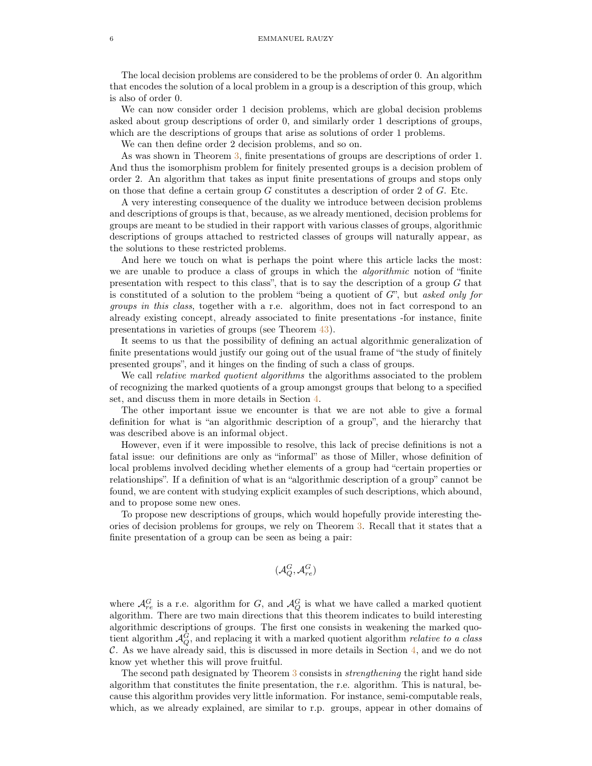The local decision problems are considered to be the problems of order 0. An algorithm that encodes the solution of a local problem in a group is a description of this group, which is also of order 0.

We can now consider order 1 decision problems, which are global decision problems asked about group descriptions of order 0, and similarly order 1 descriptions of groups, which are the descriptions of groups that arise as solutions of order 1 problems.

We can then define order 2 decision problems, and so on.

As was shown in Theorem 3, finite presentations of groups are descriptions of order 1. And thus the isomorphism problem for finitely presented groups is a decision problem of order 2. An algorithm that takes as input finite presentations of groups and stops only on those that define a certain group $G$ constitutes a description of order 2 of $G$. Etc.

A very interesting consequence of the duality we introduce between decision problems and descriptions of groups is that, because, as we already mentioned, decision problems for groups are meant to be studied in their rapport with various classes of groups, algorithmic descriptions of groups attached to restricted classes of groups will naturally appear, as the solutions to these restricted problems.

And here we touch on what is perhaps the point where this article lacks the most: we are unable to produce a class of groups in which the *algorithmic* notion of "finite presentation with respect to this class", that is to say the description of a group $G$ that is constituted of a solution to the problem "being a quotient of $G$", but *asked only for groups in this class*, together with a r.e. algorithm, does not in fact correspond to an already existing concept, already associated to finite presentations -for instance, finite presentations in varieties of groups (see Theorem 43).

It seems to us that the possibility of defining an actual algorithmic generalization of finite presentations would justify our going out of the usual frame of "the study of finitely presented groups", and it hinges on the finding of such a class of groups.

We call *relative marked quotient algorithms* the algorithms associated to the problem of recognizing the marked quotients of a group amongst groups that belong to a specified set, and discuss them in more details in Section 4.

The other important issue we encounter is that we are not able to give a formal definition for what is "an algorithmic description of a group", and the hierarchy that was described above is an informal object.

However, even if it were impossible to resolve, this lack of precise definitions is not a fatal issue: our definitions are only as "informal" as those of Miller, whose definition of local problems involved deciding whether elements of a group had "certain properties or relationships". If a definition of what is an "algorithmic description of a group" cannot be found, we are content with studying explicit examples of such descriptions, which abound, and to propose some new ones.

To propose new descriptions of groups, which would hopefully provide interesting theories of decision problems for groups, we rely on Theorem 3. Recall that it states that a finite presentation of a group can be seen as being a pair:

$$(\mathcal{A}_Q^G, \mathcal{A}_{re}^G)$$

where $\mathcal{A}_{re}^G$ is a r.e. algorithm for $G$, and $\mathcal{A}_Q^G$ is what we have called a marked quotient algorithm. There are two main directions that this theorem indicates to build interesting algorithmic descriptions of groups. The first one consists in weakening the marked quotient algorithm $\mathcal{A}_Q^G$, and replacing it with a marked quotient algorithm *relative to a class* $\mathcal{C}$. As we have already said, this is discussed in more details in Section 4, and we do not know yet whether this will prove fruitful.

The second path designated by Theorem 3 consists in *strengthening* the right hand side algorithm that constitutes the finite presentation, the r.e. algorithm. This is natural, because this algorithm provides very little information. For instance, semi-computable reals, which, as we already explained, are similar to r.p. groups, appear in other domains of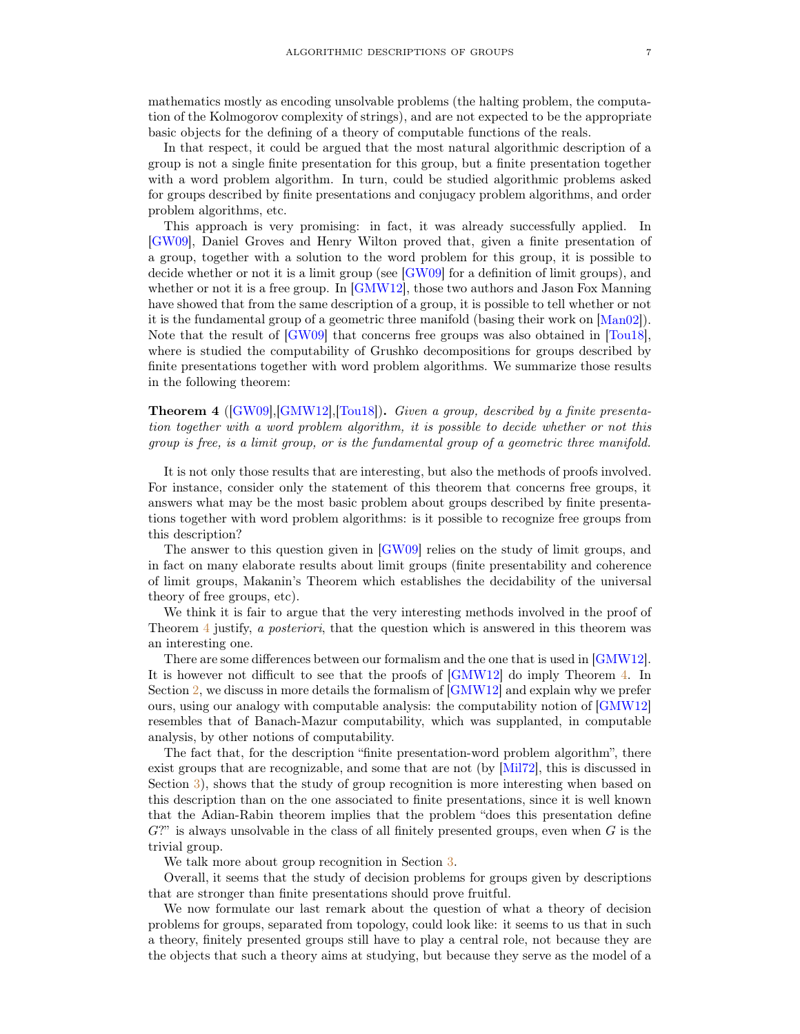mathematics mostly as encoding unsolvable problems (the halting problem, the computation of the Kolmogorov complexity of strings), and are not expected to be the appropriate basic objects for the defining of a theory of computable functions of the reals.

In that respect, it could be argued that the most natural algorithmic description of a group is not a single finite presentation for this group, but a finite presentation together with a word problem algorithm. In turn, could be studied algorithmic problems asked for groups described by finite presentations and conjugacy problem algorithms, and order problem algorithms, etc.

This approach is very promising: in fact, it was already successfully applied. In [GW09], Daniel Groves and Henry Wilton proved that, given a finite presentation of a group, together with a solution to the word problem for this group, it is possible to decide whether or not it is a limit group (see [GW09] for a definition of limit groups), and whether or not it is a free group. In [GMW12], those two authors and Jason Fox Manning have showed that from the same description of a group, it is possible to tell whether or not it is the fundamental group of a geometric three manifold (basing their work on [Man02]). Note that the result of [GW09] that concerns free groups was also obtained in [Tou18], where is studied the computability of Grushko decompositions for groups described by finite presentations together with word problem algorithms. We summarize those results in the following theorem:

**Theorem 4** ([GW09],[GMW12],[Tou18])**.** *Given a group, described by a finite presentation together with a word problem algorithm, it is possible to decide whether or not this group is free, is a limit group, or is the fundamental group of a geometric three manifold.*

It is not only those results that are interesting, but also the methods of proofs involved. For instance, consider only the statement of this theorem that concerns free groups, it answers what may be the most basic problem about groups described by finite presentations together with word problem algorithms: is it possible to recognize free groups from this description?

The answer to this question given in [GW09] relies on the study of limit groups, and in fact on many elaborate results about limit groups (finite presentability and coherence of limit groups, Makanin's Theorem which establishes the decidability of the universal theory of free groups, etc).

We think it is fair to argue that the very interesting methods involved in the proof of Theorem 4 justify, *a posteriori*, that the question which is answered in this theorem was an interesting one.

There are some differences between our formalism and the one that is used in [GMW12]. It is however not difficult to see that the proofs of [GMW12] do imply Theorem 4. In Section 2, we discuss in more details the formalism of [GMW12] and explain why we prefer ours, using our analogy with computable analysis: the computability notion of [GMW12] resembles that of Banach-Mazur computability, which was supplanted, in computable analysis, by other notions of computability.

The fact that, for the description "finite presentation-word problem algorithm", there exist groups that are recognizable, and some that are not (by [Mil72], this is discussed in Section 3), shows that the study of group recognition is more interesting when based on this description than on the one associated to finite presentations, since it is well known that the Adian-Rabin theorem implies that the problem "does this presentation define $G$?" is always unsolvable in the class of all finitely presented groups, even when $G$ is the trivial group.

We talk more about group recognition in Section 3.

Overall, it seems that the study of decision problems for groups given by descriptions that are stronger than finite presentations should prove fruitful.

We now formulate our last remark about the question of what a theory of decision problems for groups, separated from topology, could look like: it seems to us that in such a theory, finitely presented groups still have to play a central role, not because they are the objects that such a theory aims at studying, but because they serve as the model of a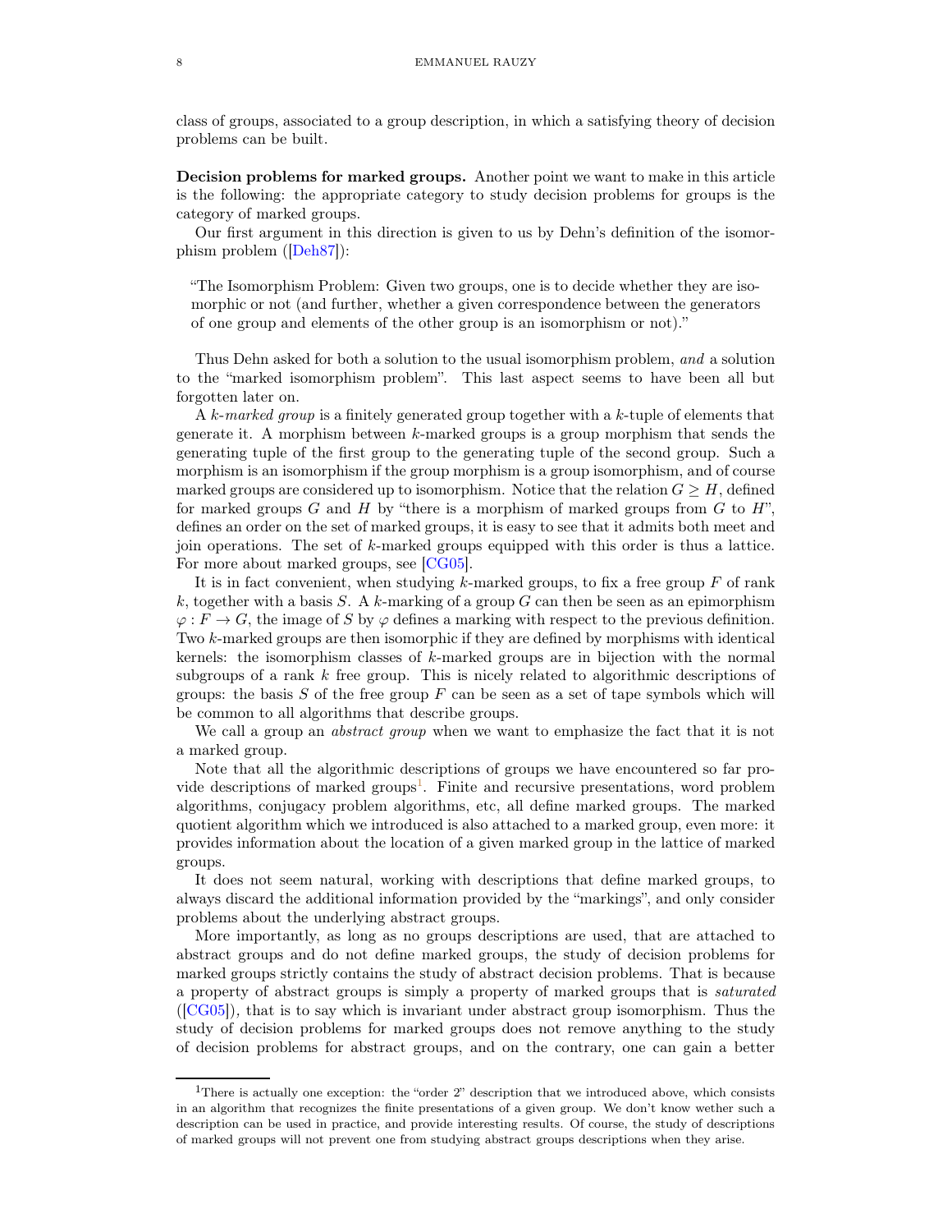class of groups, associated to a group description, in which a satisfying theory of decision problems can be built.

**Decision problems for marked groups.** Another point we want to make in this article is the following: the appropriate category to study decision problems for groups is the category of marked groups.

Our first argument in this direction is given to us by Dehn's definition of the isomorphism problem ([Deh87]):

> "The Isomorphism Problem: Given two groups, one is to decide whether they are isomorphic or not (and further, whether a given correspondence between the generators of one group and elements of the other group is an isomorphism or not)."

Thus Dehn asked for both a solution to the usual isomorphism problem, *and* a solution to the "marked isomorphism problem". This last aspect seems to have been all but forgotten later on.

A *$k$-marked group* is a finitely generated group together with a $k$-tuple of elements that generate it. A morphism between $k$-marked groups is a group morphism that sends the generating tuple of the first group to the generating tuple of the second group. Such a morphism is an isomorphism if the group morphism is a group isomorphism, and of course marked groups are considered up to isomorphism. Notice that the relation $G \geq H$, defined for marked groups $G$ and $H$ by "there is a morphism of marked groups from $G$ to $H$", defines an order on the set of marked groups, it is easy to see that it admits both meet and join operations. The set of $k$-marked groups equipped with this order is thus a lattice. For more about marked groups, see [CG05].

It is in fact convenient, when studying $k$-marked groups, to fix a free group $F$ of rank $k$, together with a basis $S$. A $k$-marking of a group $G$ can then be seen as an epimorphism $\varphi : F \to G$, the image of $S$ by $\varphi$ defines a marking with respect to the previous definition. Two $k$-marked groups are then isomorphic if they are defined by morphisms with identical kernels: the isomorphism classes of $k$-marked groups are in bijection with the normal subgroups of a rank $k$ free group. This is nicely related to algorithmic descriptions of groups: the basis $S$ of the free group $F$ can be seen as a set of tape symbols which will be common to all algorithms that describe groups.

We call a group an *abstract group* when we want to emphasize the fact that it is not a marked group.

Note that all the algorithmic descriptions of groups we have encountered so far provide descriptions of marked groups[1]. Finite and recursive presentations, word problem algorithms, conjugacy problem algorithms, etc, all define marked groups. The marked quotient algorithm which we introduced is also attached to a marked group, even more: it provides information about the location of a given marked group in the lattice of marked groups.

It does not seem natural, working with descriptions that define marked groups, to always discard the additional information provided by the "markings", and only consider problems about the underlying abstract groups.

More importantly, as long as no groups descriptions are used, that are attached to abstract groups and do not define marked groups, the study of decision problems for marked groups strictly contains the study of abstract decision problems. That is because a property of abstract groups is simply a property of marked groups that is *saturated* ([CG05]), that is to say which is invariant under abstract group isomorphism. Thus the study of decision problems for marked groups does not remove anything to the study of decision problems for abstract groups, and on the contrary, one can gain a better

[1] There is actually one exception: the "order 2" description that we introduced above, which consists in an algorithm that recognizes the finite presentations of a given group. We don't know wether such a description can be used in practice, and provide interesting results. Of course, the study of descriptions of marked groups will not prevent one from studying abstract groups descriptions when they arise.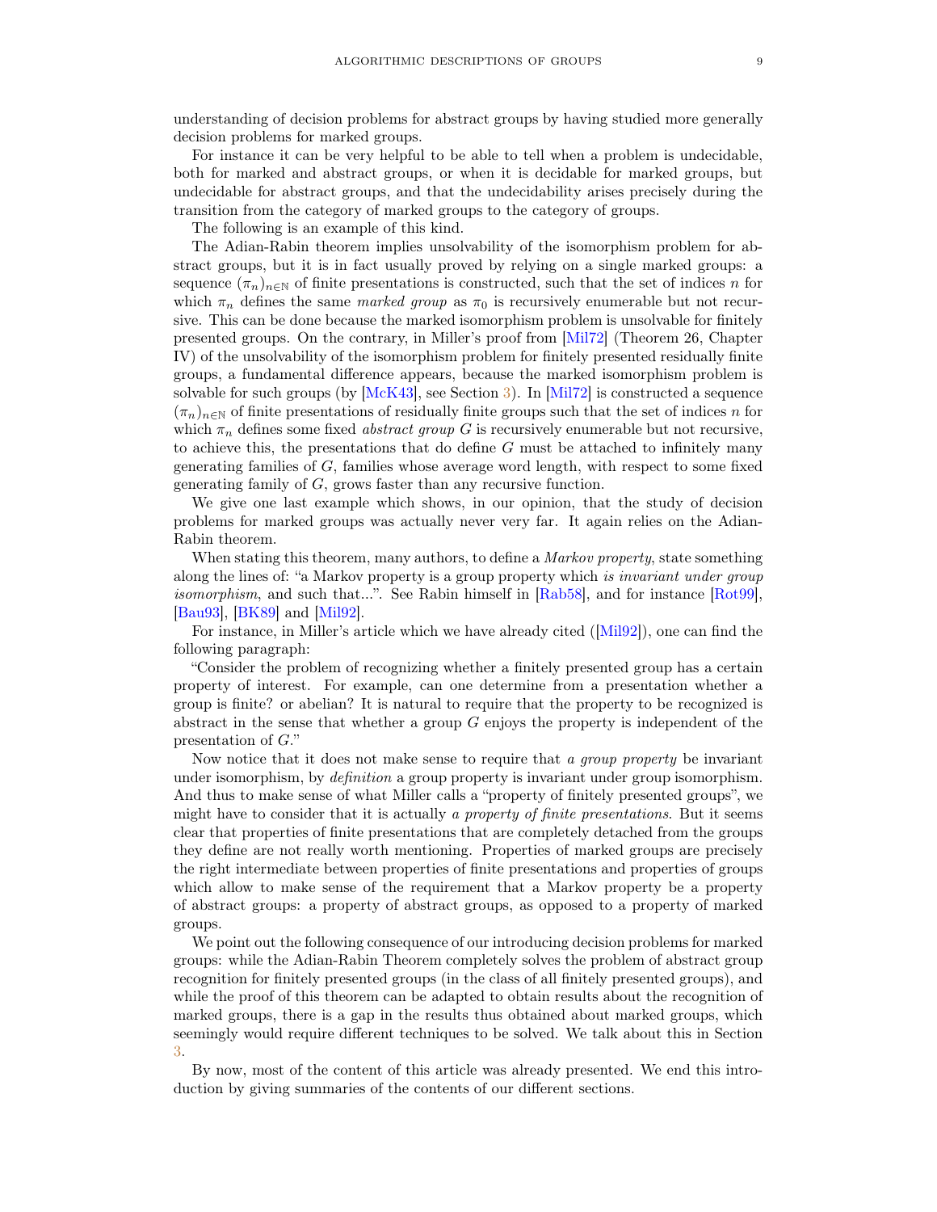understanding of decision problems for abstract groups by having studied more generally decision problems for marked groups.

For instance it can be very helpful to be able to tell when a problem is undecidable, both for marked and abstract groups, or when it is decidable for marked groups, but undecidable for abstract groups, and that the undecidability arises precisely during the transition from the category of marked groups to the category of groups.

The following is an example of this kind.

The Adian-Rabin theorem implies unsolvability of the isomorphism problem for abstract groups, but it is in fact usually proved by relying on a single marked groups: a sequence $(\pi_n)_{n\in\mathbb{N}}$ of finite presentations is constructed, such that the set of indices $n$ for which $\pi_n$ defines the same *marked group* as $\pi_0$ is recursively enumerable but not recursive. This can be done because the marked isomorphism problem is unsolvable for finitely presented groups. On the contrary, in Miller's proof from [Mil72] (Theorem 26, Chapter IV) of the unsolvability of the isomorphism problem for finitely presented residually finite groups, a fundamental difference appears, because the marked isomorphism problem is solvable for such groups (by [McK43], see Section 3). In [Mil72] is constructed a sequence $(\pi_n)_{n\in\mathbb{N}}$ of finite presentations of residually finite groups such that the set of indices $n$ for which $\pi_n$ defines some fixed *abstract group* $G$ is recursively enumerable but not recursive, to achieve this, the presentations that do define $G$ must be attached to infinitely many generating families of $G$, families whose average word length, with respect to some fixed generating family of $G$, grows faster than any recursive function.

We give one last example which shows, in our opinion, that the study of decision problems for marked groups was actually never very far. It again relies on the Adian-Rabin theorem.

When stating this theorem, many authors, to define a *Markov property*, state something along the lines of: "a Markov property is a group property which *is invariant under group isomorphism*, and such that...". See Rabin himself in [Rab58], and for instance [Rot99], [Bau93], [BK89] and [Mil92].

For instance, in Miller's article which we have already cited ([Mil92]), one can find the following paragraph:

"Consider the problem of recognizing whether a finitely presented group has a certain property of interest. For example, can one determine from a presentation whether a group is finite? or abelian? It is natural to require that the property to be recognized is abstract in the sense that whether a group $G$ enjoys the property is independent of the presentation of $G$."

Now notice that it does not make sense to require that *a group property* be invariant under isomorphism, by *definition* a group property is invariant under group isomorphism. And thus to make sense of what Miller calls a "property of finitely presented groups", we might have to consider that it is actually *a property of finite presentations*. But it seems clear that properties of finite presentations that are completely detached from the groups they define are not really worth mentioning. Properties of marked groups are precisely the right intermediate between properties of finite presentations and properties of groups which allow to make sense of the requirement that a Markov property be a property of abstract groups: a property of abstract groups, as opposed to a property of marked groups.

We point out the following consequence of our introducing decision problems for marked groups: while the Adian-Rabin Theorem completely solves the problem of abstract group recognition for finitely presented groups (in the class of all finitely presented groups), and while the proof of this theorem can be adapted to obtain results about the recognition of marked groups, there is a gap in the results thus obtained about marked groups, which seemingly would require different techniques to be solved. We talk about this in Section 3.

By now, most of the content of this article was already presented. We end this introduction by giving summaries of the contents of our different sections.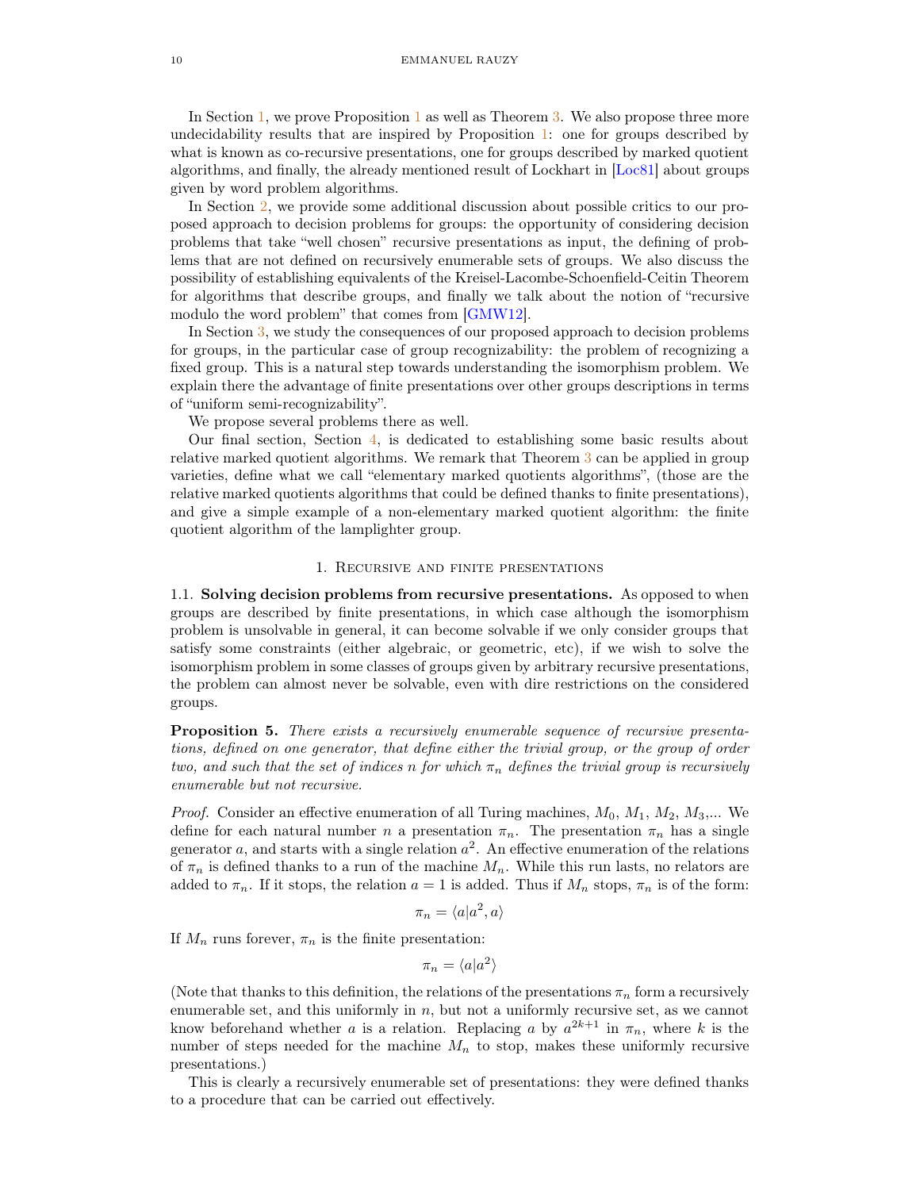In Section 1, we prove Proposition 1 as well as Theorem 3. We also propose three more undecidability results that are inspired by Proposition 1: one for groups described by what is known as co-recursive presentations, one for groups described by marked quotient algorithms, and finally, the already mentioned result of Lockhart in [Loc81] about groups given by word problem algorithms.

In Section 2, we provide some additional discussion about possible critics to our proposed approach to decision problems for groups: the opportunity of considering decision problems that take "well chosen" recursive presentations as input, the defining of problems that are not defined on recursively enumerable sets of groups. We also discuss the possibility of establishing equivalents of the Kreisel-Lacombe-Schoenfield-Ceitin Theorem for algorithms that describe groups, and finally we talk about the notion of "recursive modulo the word problem" that comes from [GMW12].

In Section 3, we study the consequences of our proposed approach to decision problems for groups, in the particular case of group recognizability: the problem of recognizing a fixed group. This is a natural step towards understanding the isomorphism problem. We explain there the advantage of finite presentations over other groups descriptions in terms of "uniform semi-recognizability".

We propose several problems there as well.

Our final section, Section 4, is dedicated to establishing some basic results about relative marked quotient algorithms. We remark that Theorem 3 can be applied in group varieties, define what we call "elementary marked quotients algorithms", (those are the relative marked quotients algorithms that could be defined thanks to finite presentations), and give a simple example of a non-elementary marked quotient algorithm: the finite quotient algorithm of the lamplighter group.

## 1. Recursive and finite presentations

### 1.1. Solving decision problems from recursive presentations.

As opposed to when groups are described by finite presentations, in which case although the isomorphism problem is unsolvable in general, it can become solvable if we only consider groups that satisfy some constraints (either algebraic, or geometric, etc), if we wish to solve the isomorphism problem in some classes of groups given by arbitrary recursive presentations, the problem can almost never be solvable, even with dire restrictions on the considered groups.

**Proposition 5.** *There exists a recursively enumerable sequence of recursive presentations, defined on one generator, that define either the trivial group, or the group of order two, and such that the set of indices $n$ for which $\pi_n$ defines the trivial group is recursively enumerable but not recursive.*

*Proof.* Consider an effective enumeration of all Turing machines, $M_0$, $M_1$, $M_2$, $M_3$,... We define for each natural number $n$ a presentation $\pi_n$. The presentation $\pi_n$ has a single generator $a$, and starts with a single relation $a^2$. An effective enumeration of the relations of $\pi_n$ is defined thanks to a run of the machine $M_n$. While this run lasts, no relators are added to $\pi_n$. If it stops, the relation $a = 1$ is added. Thus if $M_n$ stops, $\pi_n$ is of the form:

$$\pi_n = \langle a | a^2, a \rangle$$

If $M_n$ runs forever, $\pi_n$ is the finite presentation:

$$\pi_n = \langle a | a^2 \rangle$$

(Note that thanks to this definition, the relations of the presentations $\pi_n$ form a recursively enumerable set, and this uniformly in $n$, but not a uniformly recursive set, as we cannot know beforehand whether $a$ is a relation. Replacing $a$ by $a^{2k+1}$ in $\pi_n$, where $k$ is the number of steps needed for the machine $M_n$ to stop, makes these uniformly recursive presentations.)

This is clearly a recursively enumerable set of presentations: they were defined thanks to a procedure that can be carried out effectively.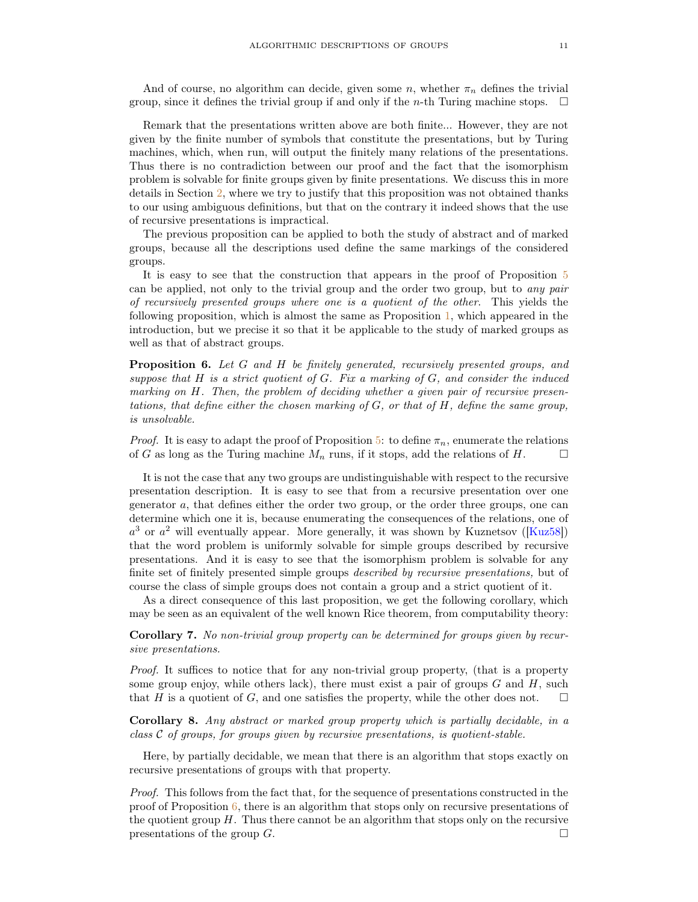And of course, no algorithm can decide, given some $n$, whether $\pi_n$ defines the trivial group, since it defines the trivial group if and only if the $n$-th Turing machine stops. □

Remark that the presentations written above are both finite... However, they are not given by the finite number of symbols that constitute the presentations, but by Turing machines, which, when run, will output the finitely many relations of the presentations. Thus there is no contradiction between our proof and the fact that the isomorphism problem is solvable for finite groups given by finite presentations. We discuss this in more details in Section 2, where we try to justify that this proposition was not obtained thanks to our using ambiguous definitions, but that on the contrary it indeed shows that the use of recursive presentations is impractical.

The previous proposition can be applied to both the study of abstract and of marked groups, because all the descriptions used define the same markings of the considered groups.

It is easy to see that the construction that appears in the proof of Proposition 5 can be applied, not only to the trivial group and the order two group, but to *any pair of recursively presented groups where one is a quotient of the other*. This yields the following proposition, which is almost the same as Proposition 1, which appeared in the introduction, but we precise it so that it be applicable to the study of marked groups as well as that of abstract groups.

**Proposition 6.** *Let $G$ and $H$ be finitely generated, recursively presented groups, and suppose that $H$ is a strict quotient of $G$. Fix a marking of $G$, and consider the induced marking on $H$. Then, the problem of deciding whether a given pair of recursive presentations, that define either the chosen marking of $G$, or that of $H$, define the same group, is unsolvable.*

*Proof.* It is easy to adapt the proof of Proposition 5: to define $\pi_n$, enumerate the relations of $G$ as long as the Turing machine $M_n$ runs, if it stops, add the relations of $H$. □

It is not the case that any two groups are undistinguishable with respect to the recursive presentation description. It is easy to see that from a recursive presentation over one generator $a$, that defines either the order two group, or the order three groups, one can determine which one it is, because enumerating the consequences of the relations, one of $a^3$ or $a^2$ will eventually appear. More generally, it was shown by Kuznetsov ([Kuz58]) that the word problem is uniformly solvable for simple groups described by recursive presentations. And it is easy to see that the isomorphism problem is solvable for any finite set of finitely presented simple groups *described by recursive presentations,* but of course the class of simple groups does not contain a group and a strict quotient of it.

As a direct consequence of this last proposition, we get the following corollary, which may be seen as an equivalent of the well known Rice theorem, from computability theory:

**Corollary 7.** *No non-trivial group property can be determined for groups given by recursive presentations.*

*Proof.* It suffices to notice that for any non-trivial group property, (that is a property some group enjoy, while others lack), there must exist a pair of groups $G$ and $H$, such that $H$ is a quotient of $G$, and one satisfies the property, while the other does not. □

**Corollary 8.** *Any abstract or marked group property which is partially decidable, in a class $\mathcal{C}$ of groups, for groups given by recursive presentations, is quotient-stable.*

Here, by partially decidable, we mean that there is an algorithm that stops exactly on recursive presentations of groups with that property.

*Proof.* This follows from the fact that, for the sequence of presentations constructed in the proof of Proposition 6, there is an algorithm that stops only on recursive presentations of the quotient group $H$. Thus there cannot be an algorithm that stops only on the recursive presentations of the group $G$. □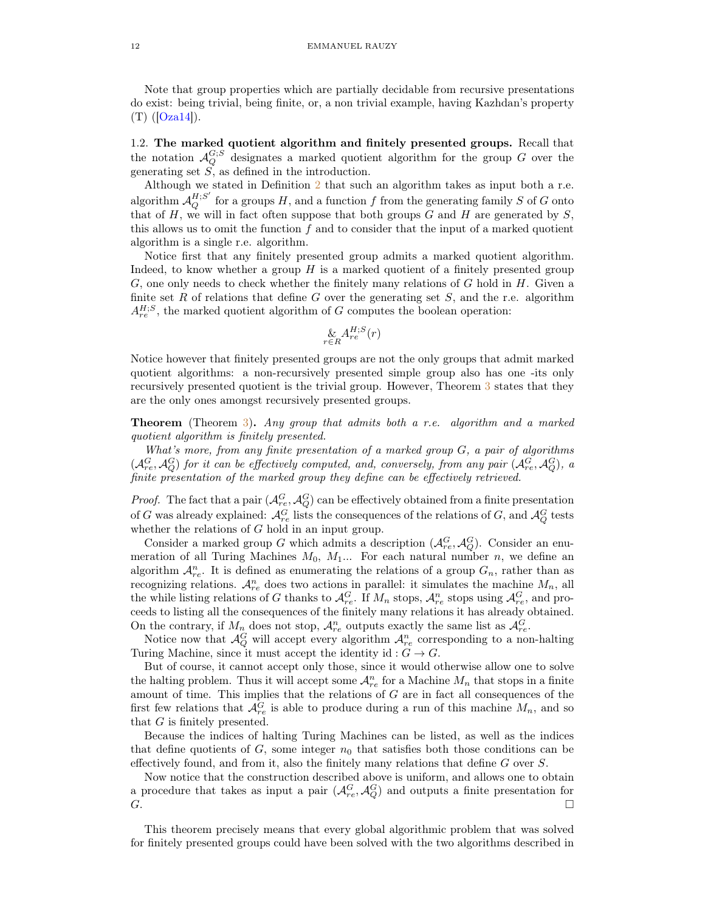Note that group properties which are partially decidable from recursive presentations do exist: being trivial, being finite, or, a non trivial example, having Kazhdan's property (T) ([Oza14]).

**1.2. The marked quotient algorithm and finitely presented groups.** Recall that the notation $\mathcal{A}_Q^{G;S}$ designates a marked quotient algorithm for the group $G$ over the generating set $S$, as defined in the introduction.

Although we stated in Definition 2 that such an algorithm takes as input both a r.e. algorithm $\mathcal{A}_Q^{H;S'}$ for a groups $H$, and a function $f$ from the generating family $S$ of $G$ onto that of $H$, we will in fact often suppose that both groups $G$ and $H$ are generated by $S$, this allows us to omit the function $f$ and to consider that the input of a marked quotient algorithm is a single r.e. algorithm.

Notice first that any finitely presented group admits a marked quotient algorithm. Indeed, to know whether a group $H$ is a marked quotient of a finitely presented group $G$, one only needs to check whether the finitely many relations of $G$ hold in $H$. Given a finite set $R$ of relations that define $G$ over the generating set $S$, and the r.e. algorithm $A_{re}^{H;S}$, the marked quotient algorithm of $G$ computes the boolean operation:

$$\underset{r\in R}{\&} A_{re}^{H;S}(r)$$

Notice however that finitely presented groups are not the only groups that admit marked quotient algorithms: a non-recursively presented simple group also has one -its only recursively presented quotient is the trivial group. However, Theorem 3 states that they are the only ones amongst recursively presented groups.

**Theorem** (Theorem 3)**.** *Any group that admits both a r.e. algorithm and a marked quotient algorithm is finitely presented.*

*What's more, from any finite presentation of a marked group $G$, a pair of algorithms $(\mathcal{A}_{re}^G, \mathcal{A}_Q^G)$ for it can be effectively computed, and, conversely, from any pair $(\mathcal{A}_{re}^G, \mathcal{A}_Q^G)$, a finite presentation of the marked group they define can be effectively retrieved.*

*Proof.* The fact that a pair $(\mathcal{A}_{re}^G, \mathcal{A}_Q^G)$ can be effectively obtained from a finite presentation of $G$ was already explained: $\mathcal{A}_{re}^G$ lists the consequences of the relations of $G$, and $\mathcal{A}_Q^G$ tests whether the relations of $G$ hold in an input group.

Consider a marked group $G$ which admits a description $(\mathcal{A}_{re}^G, \mathcal{A}_Q^G)$. Consider an enumeration of all Turing Machines $M_0$, $M_1$... For each natural number $n$, we define an algorithm $\mathcal{A}_{re}^n$. It is defined as enumerating the relations of a group $G_n$, rather than as recognizing relations. $\mathcal{A}_{re}^n$ does two actions in parallel: it simulates the machine $M_n$, all the while listing relations of $G$ thanks to $\mathcal{A}_{re}^G$. If $M_n$ stops, $\mathcal{A}_{re}^n$ stops using $\mathcal{A}_{re}^G$, and proceeds to listing all the consequences of the finitely many relations it has already obtained. On the contrary, if $M_n$ does not stop, $\mathcal{A}_{re}^n$ outputs exactly the same list as $\mathcal{A}_{re}^G$.

Notice now that $\mathcal{A}_Q^G$ will accept every algorithm $\mathcal{A}_{re}^n$ corresponding to a non-halting Turing Machine, since it must accept the identity $\mathrm{id} : G \to G$.

But of course, it cannot accept only those, since it would otherwise allow one to solve the halting problem. Thus it will accept some $\mathcal{A}_{re}^n$ for a Machine $M_n$ that stops in a finite amount of time. This implies that the relations of $G$ are in fact all consequences of the first few relations that $\mathcal{A}_{re}^G$ is able to produce during a run of this machine $M_n$, and so that $G$ is finitely presented.

Because the indices of halting Turing Machines can be listed, as well as the indices that define quotients of $G$, some integer $n_0$ that satisfies both those conditions can be effectively found, and from it, also the finitely many relations that define $G$ over $S$.

Now notice that the construction described above is uniform, and allows one to obtain a procedure that takes as input a pair $(\mathcal{A}_{re}^G, \mathcal{A}_Q^G)$ and outputs a finite presentation for $G$. □

This theorem precisely means that every global algorithmic problem that was solved for finitely presented groups could have been solved with the two algorithms described in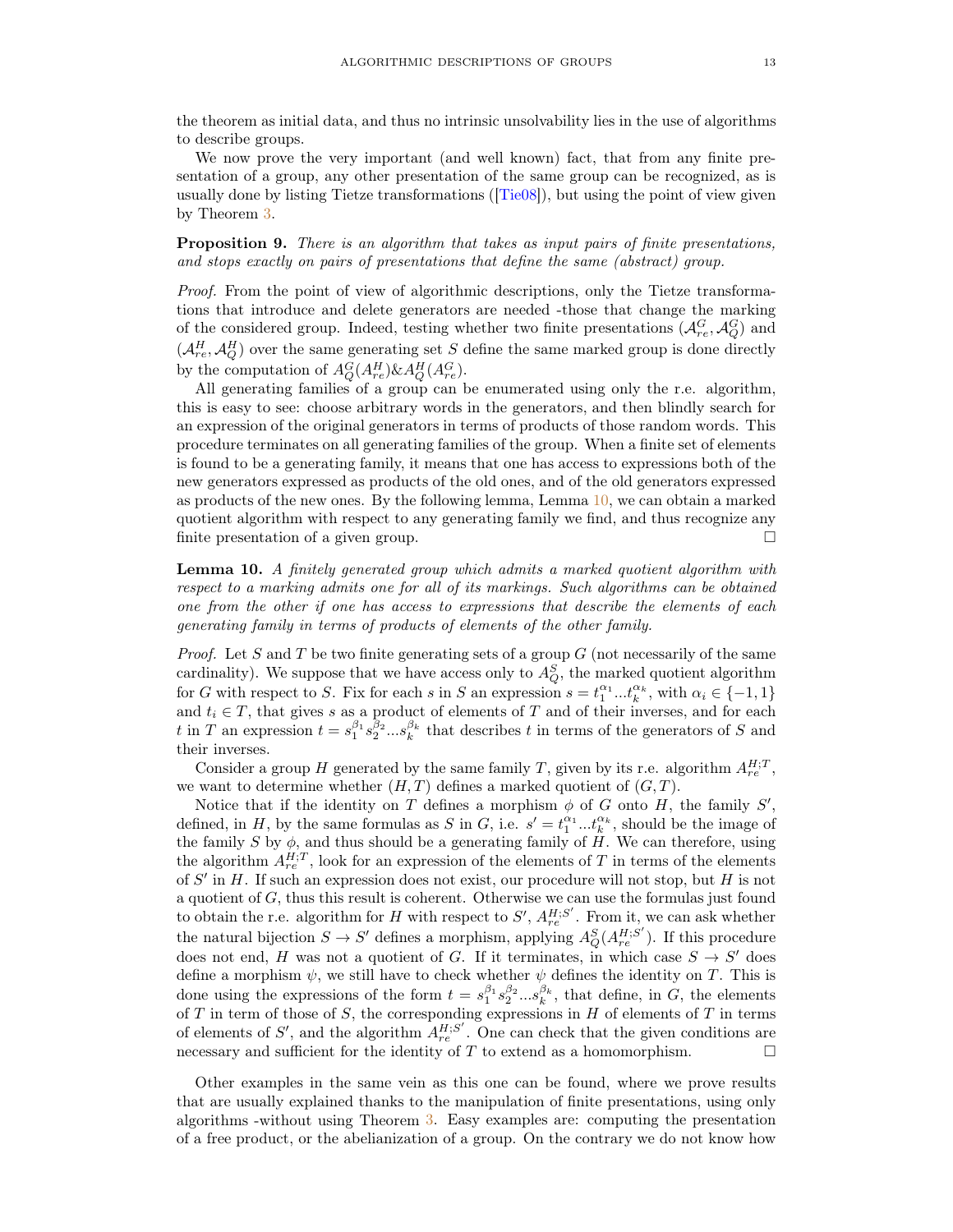the theorem as initial data, and thus no intrinsic unsolvability lies in the use of algorithms to describe groups.

We now prove the very important (and well known) fact, that from any finite presentation of a group, any other presentation of the same group can be recognized, as is usually done by listing Tietze transformations ([Tie08]), but using the point of view given by Theorem 3.

**Proposition 9.** *There is an algorithm that takes as input pairs of finite presentations, and stops exactly on pairs of presentations that define the same (abstract) group.*

*Proof.* From the point of view of algorithmic descriptions, only the Tietze transformations that introduce and delete generators are needed -those that change the marking of the considered group. Indeed, testing whether two finite presentations $(\mathcal{A}_{re}^G, \mathcal{A}_Q^G)$ and $(\mathcal{A}_{re}^H, \mathcal{A}_Q^H)$ over the same generating set $S$ define the same marked group is done directly by the computation of $A_Q^G(A_{re}^H) \& A_Q^H(A_{re}^G)$.

All generating families of a group can be enumerated using only the r.e. algorithm, this is easy to see: choose arbitrary words in the generators, and then blindly search for an expression of the original generators in terms of products of those random words. This procedure terminates on all generating families of the group. When a finite set of elements is found to be a generating family, it means that one has access to expressions both of the new generators expressed as products of the old ones, and of the old generators expressed as products of the new ones. By the following lemma, Lemma 10, we can obtain a marked quotient algorithm with respect to any generating family we find, and thus recognize any finite presentation of a given group. □

**Lemma 10.** *A finitely generated group which admits a marked quotient algorithm with respect to a marking admits one for all of its markings. Such algorithms can be obtained one from the other if one has access to expressions that describe the elements of each generating family in terms of products of elements of the other family.*

*Proof.* Let $S$ and $T$ be two finite generating sets of a group $G$ (not necessarily of the same cardinality). We suppose that we have access only to $A_Q^S$, the marked quotient algorithm for $G$ with respect to $S$. Fix for each $s$ in $S$ an expression $s = t_1^{\alpha_1}...t_k^{\alpha_k}$, with $\alpha_i \in \{-1, 1\}$ and $t_i \in T$, that gives $s$ as a product of elements of $T$ and of their inverses, and for each $t$ in $T$ an expression $t = s_1^{\beta_1} s_2^{\beta_2}...s_k^{\beta_k}$ that describes $t$ in terms of the generators of $S$ and their inverses.

Consider a group $H$ generated by the same family $T$, given by its r.e. algorithm $A_{re}^{H;T}$, we want to determine whether $(H, T)$ defines a marked quotient of $(G, T)$.

Notice that if the identity on $T$ defines a morphism $\phi$ of $G$ onto $H$, the family $S'$, defined, in $H$, by the same formulas as $S$ in $G$, i.e. $s' = t_1^{\alpha_1}...t_k^{\alpha_k}$, should be the image of the family $S$ by $\phi$, and thus should be a generating family of $H$. We can therefore, using the algorithm $A_{re}^{H;T}$, look for an expression of the elements of $T$ in terms of the elements of $S'$ in $H$. If such an expression does not exist, our procedure will not stop, but $H$ is not a quotient of $G$, thus this result is coherent. Otherwise we can use the formulas just found to obtain the r.e. algorithm for $H$ with respect to $S'$, $A_{re}^{H;S'}$. From it, we can ask whether the natural bijection $S \to S'$ defines a morphism, applying $A_Q^S(A_{re}^{H;S'})$. If this procedure does not end, $H$ was not a quotient of $G$. If it terminates, in which case $S \to S'$ does define a morphism $\psi$, we still have to check whether $\psi$ defines the identity on $T$. This is done using the expressions of the form $t = s_1^{\beta_1} s_2^{\beta_2}...s_k^{\beta_k}$, that define, in $G$, the elements of $T$ in term of those of $S$, the corresponding expressions in $H$ of elements of $T$ in terms of elements of $S'$, and the algorithm $A_{re}^{H;S'}$. One can check that the given conditions are necessary and sufficient for the identity of $T$ to extend as a homomorphism. □

Other examples in the same vein as this one can be found, where we prove results that are usually explained thanks to the manipulation of finite presentations, using only algorithms -without using Theorem 3. Easy examples are: computing the presentation of a free product, or the abelianization of a group. On the contrary we do not know how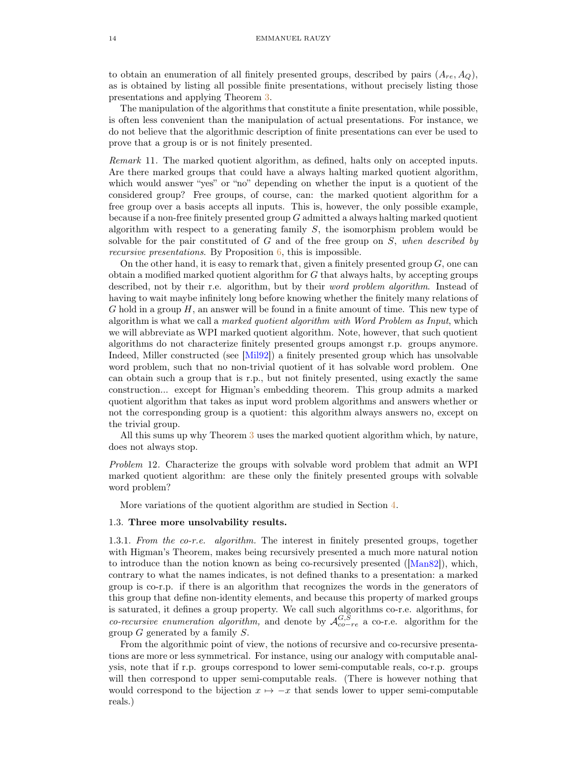to obtain an enumeration of all finitely presented groups, described by pairs $(A_{re}, A_Q)$, as is obtained by listing all possible finite presentations, without precisely listing those presentations and applying Theorem 3.

The manipulation of the algorithms that constitute a finite presentation, while possible, is often less convenient than the manipulation of actual presentations. For instance, we do not believe that the algorithmic description of finite presentations can ever be used to prove that a group is or is not finitely presented.

*Remark* 11. The marked quotient algorithm, as defined, halts only on accepted inputs. Are there marked groups that could have a always halting marked quotient algorithm, which would answer "yes" or "no" depending on whether the input is a quotient of the considered group? Free groups, of course, can: the marked quotient algorithm for a free group over a basis accepts all inputs. This is, however, the only possible example, because if a non-free finitely presented group $G$ admitted a always halting marked quotient algorithm with respect to a generating family $S$, the isomorphism problem would be solvable for the pair constituted of $G$ and of the free group on $S$, *when described by recursive presentations*. By Proposition 6, this is impossible.

On the other hand, it is easy to remark that, given a finitely presented group $G$, one can obtain a modified marked quotient algorithm for $G$ that always halts, by accepting groups described, not by their r.e. algorithm, but by their *word problem algorithm*. Instead of having to wait maybe infinitely long before knowing whether the finitely many relations of $G$ hold in a group $H$, an answer will be found in a finite amount of time. This new type of algorithm is what we call a *marked quotient algorithm with Word Problem as Input*, which we will abbreviate as WPI marked quotient algorithm. Note, however, that such quotient algorithms do not characterize finitely presented groups amongst r.p. groups anymore. Indeed, Miller constructed (see [Mil92]) a finitely presented group which has unsolvable word problem, such that no non-trivial quotient of it has solvable word problem. One can obtain such a group that is r.p., but not finitely presented, using exactly the same construction... except for Higman's embedding theorem. This group admits a marked quotient algorithm that takes as input word problem algorithms and answers whether or not the corresponding group is a quotient: this algorithm always answers no, except on the trivial group.

All this sums up why Theorem 3 uses the marked quotient algorithm which, by nature, does not always stop.

*Problem* 12. Characterize the groups with solvable word problem that admit an WPI marked quotient algorithm: are these only the finitely presented groups with solvable word problem?

More variations of the quotient algorithm are studied in Section 4.

### 1.3. **Three more unsolvability results.**

1.3.1. *From the co-r.e. algorithm.* The interest in finitely presented groups, together with Higman's Theorem, makes being recursively presented a much more natural notion to introduce than the notion known as being co-recursively presented ([Man82]), which, contrary to what the names indicates, is not defined thanks to a presentation: a marked group is co-r.p. if there is an algorithm that recognizes the words in the generators of this group that define non-identity elements, and because this property of marked groups is saturated, it defines a group property. We call such algorithms co-r.e. algorithms, for *co-recursive enumeration algorithm,* and denote by $\mathcal{A}_{co-re}^{G,S}$ a co-r.e. algorithm for the group $G$ generated by a family $S$.

From the algorithmic point of view, the notions of recursive and co-recursive presentations are more or less symmetrical. For instance, using our analogy with computable analysis, note that if r.p. groups correspond to lower semi-computable reals, co-r.p. groups will then correspond to upper semi-computable reals. (There is however nothing that would correspond to the bijection $x \mapsto -x$ that sends lower to upper semi-computable reals.)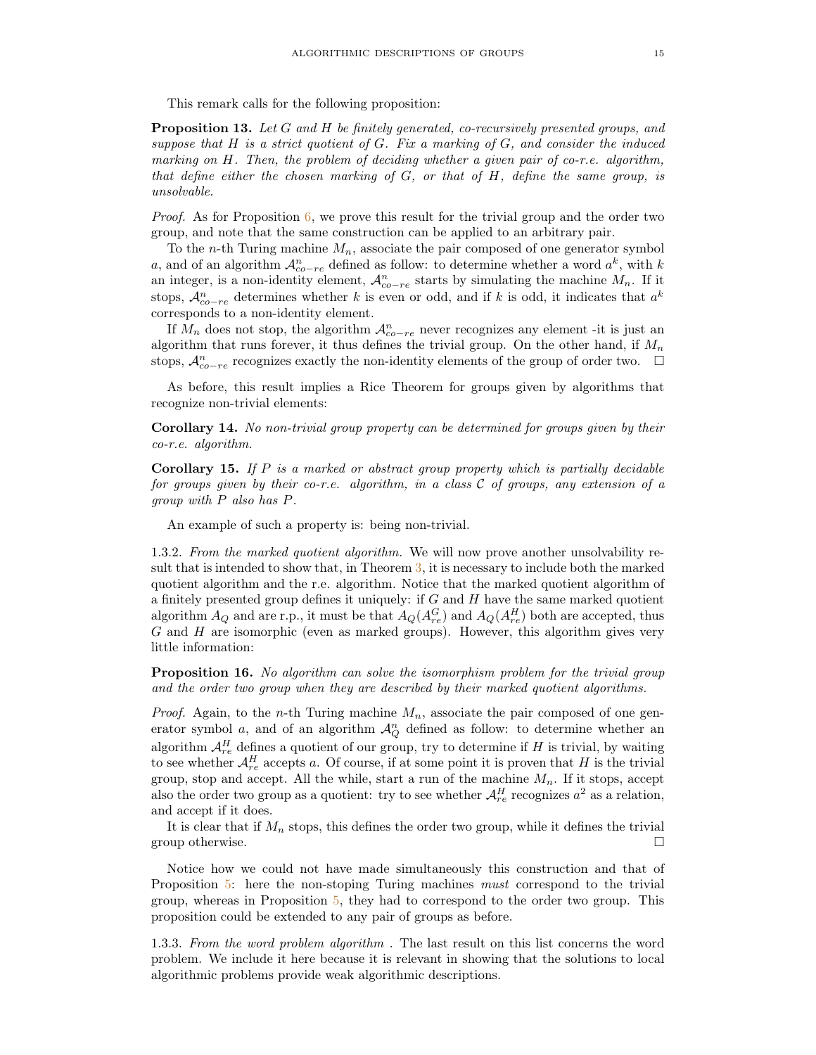This remark calls for the following proposition:

**Proposition 13.** *Let $G$ and $H$ be finitely generated, co-recursively presented groups, and suppose that $H$ is a strict quotient of $G$. Fix a marking of $G$, and consider the induced marking on $H$. Then, the problem of deciding whether a given pair of co-r.e. algorithm, that define either the chosen marking of $G$, or that of $H$, define the same group, is unsolvable.*

*Proof.* As for Proposition 6, we prove this result for the trivial group and the order two group, and note that the same construction can be applied to an arbitrary pair.

To the $n$-th Turing machine $M_n$, associate the pair composed of one generator symbol $a$, and of an algorithm $\mathcal{A}^n_{co-re}$ defined as follow: to determine whether a word $a^k$, with $k$ an integer, is a non-identity element, $\mathcal{A}^n_{co-re}$ starts by simulating the machine $M_n$. If it stops, $\mathcal{A}^n_{co-re}$ determines whether $k$ is even or odd, and if $k$ is odd, it indicates that $a^k$ corresponds to a non-identity element.

If $M_n$ does not stop, the algorithm $\mathcal{A}^n_{co-re}$ never recognizes any element -it is just an algorithm that runs forever, it thus defines the trivial group. On the other hand, if $M_n$ stops, $\mathcal{A}^n_{co-re}$ recognizes exactly the non-identity elements of the group of order two. □

As before, this result implies a Rice Theorem for groups given by algorithms that recognize non-trivial elements:

**Corollary 14.** *No non-trivial group property can be determined for groups given by their co-r.e. algorithm.*

**Corollary 15.** *If $P$ is a marked or abstract group property which is partially decidable for groups given by their co-r.e. algorithm, in a class $\mathcal{C}$ of groups, any extension of a group with $P$ also has $P$.*

An example of such a property is: being non-trivial.

1.3.2. *From the marked quotient algorithm.* We will now prove another unsolvability result that is intended to show that, in Theorem 3, it is necessary to include both the marked quotient algorithm and the r.e. algorithm. Notice that the marked quotient algorithm of a finitely presented group defines it uniquely: if $G$ and $H$ have the same marked quotient algorithm $A_Q$ and are r.p., it must be that $A_Q(A^G_{re})$ and $A_Q(A^H_{re})$ both are accepted, thus $G$ and $H$ are isomorphic (even as marked groups). However, this algorithm gives very little information:

**Proposition 16.** *No algorithm can solve the isomorphism problem for the trivial group and the order two group when they are described by their marked quotient algorithms.*

*Proof.* Again, to the $n$-th Turing machine $M_n$, associate the pair composed of one generator symbol $a$, and of an algorithm $\mathcal{A}^n_Q$ defined as follow: to determine whether an algorithm $\mathcal{A}^H_{re}$ defines a quotient of our group, try to determine if $H$ is trivial, by waiting to see whether $\mathcal{A}^H_{re}$ accepts $a$. Of course, if at some point it is proven that $H$ is the trivial group, stop and accept. All the while, start a run of the machine $M_n$. If it stops, accept also the order two group as a quotient: try to see whether $\mathcal{A}^H_{re}$ recognizes $a^2$ as a relation, and accept if it does.

It is clear that if $M_n$ stops, this defines the order two group, while it defines the trivial group otherwise. □

Notice how we could not have made simultaneously this construction and that of Proposition 5: here the non-stoping Turing machines *must* correspond to the trivial group, whereas in Proposition 5, they had to correspond to the order two group. This proposition could be extended to any pair of groups as before.

1.3.3. *From the word problem algorithm .* The last result on this list concerns the word problem. We include it here because it is relevant in showing that the solutions to local algorithmic problems provide weak algorithmic descriptions.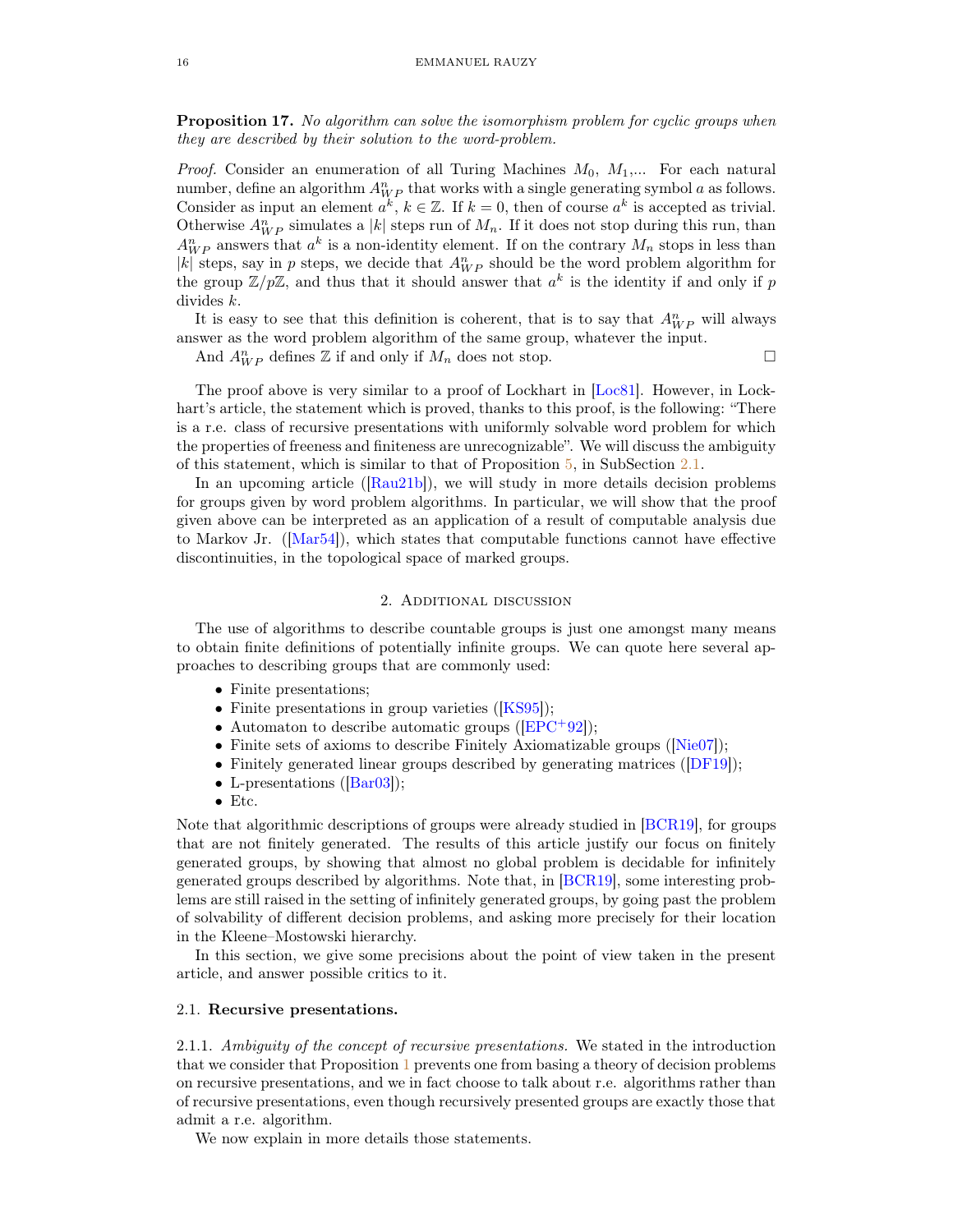**Proposition 17.** *No algorithm can solve the isomorphism problem for cyclic groups when they are described by their solution to the word-problem.*

*Proof.* Consider an enumeration of all Turing Machines $M_0$, $M_1$,... For each natural number, define an algorithm $A^n_{WP}$ that works with a single generating symbol $a$ as follows. Consider as input an element $a^k$, $k \in \mathbb{Z}$. If $k = 0$, then of course $a^k$ is accepted as trivial. Otherwise $A^n_{WP}$ simulates a $|k|$ steps run of $M_n$. If it does not stop during this run, than $A^n_{WP}$ answers that $a^k$ is a non-identity element. If on the contrary $M_n$ stops in less than $|k|$ steps, say in $p$ steps, we decide that $A^n_{WP}$ should be the word problem algorithm for the group $\mathbb{Z}/p\mathbb{Z}$, and thus that it should answer that $a^k$ is the identity if and only if $p$ divides $k$.

It is easy to see that this definition is coherent, that is to say that $A^n_{WP}$ will always answer as the word problem algorithm of the same group, whatever the input.

And $A^n_{WP}$ defines $\mathbb{Z}$ if and only if $M_n$ does not stop. □

The proof above is very similar to a proof of Lockhart in [Loc81]. However, in Lockhart's article, the statement which is proved, thanks to this proof, is the following: "There is a r.e. class of recursive presentations with uniformly solvable word problem for which the properties of freeness and finiteness are unrecognizable". We will discuss the ambiguity of this statement, which is similar to that of Proposition 5, in SubSection 2.1.

In an upcoming article ([Rau21b]), we will study in more details decision problems for groups given by word problem algorithms. In particular, we will show that the proof given above can be interpreted as an application of a result of computable analysis due to Markov Jr. ([Mar54]), which states that computable functions cannot have effective discontinuities, in the topological space of marked groups.

## 2. Additional discussion

The use of algorithms to describe countable groups is just one amongst many means to obtain finite definitions of potentially infinite groups. We can quote here several approaches to describing groups that are commonly used:

- Finite presentations;
- Finite presentations in group varieties ([KS95]);
- Automaton to describe automatic groups ([EPC+92]);
- Finite sets of axioms to describe Finitely Axiomatizable groups ([Nie07]);
- Finitely generated linear groups described by generating matrices ([DF19]);
- L-presentations ([Bar03]);
- Etc.

Note that algorithmic descriptions of groups were already studied in [BCR19], for groups that are not finitely generated. The results of this article justify our focus on finitely generated groups, by showing that almost no global problem is decidable for infinitely generated groups described by algorithms. Note that, in [BCR19], some interesting problems are still raised in the setting of infinitely generated groups, by going past the problem of solvability of different decision problems, and asking more precisely for their location in the Kleene–Mostowski hierarchy.

In this section, we give some precisions about the point of view taken in the present article, and answer possible critics to it.

### 2.1. Recursive presentations.

2.1.1. *Ambiguity of the concept of recursive presentations.* We stated in the introduction that we consider that Proposition 1 prevents one from basing a theory of decision problems on recursive presentations, and we in fact choose to talk about r.e. algorithms rather than of recursive presentations, even though recursively presented groups are exactly those that admit a r.e. algorithm.

We now explain in more details those statements.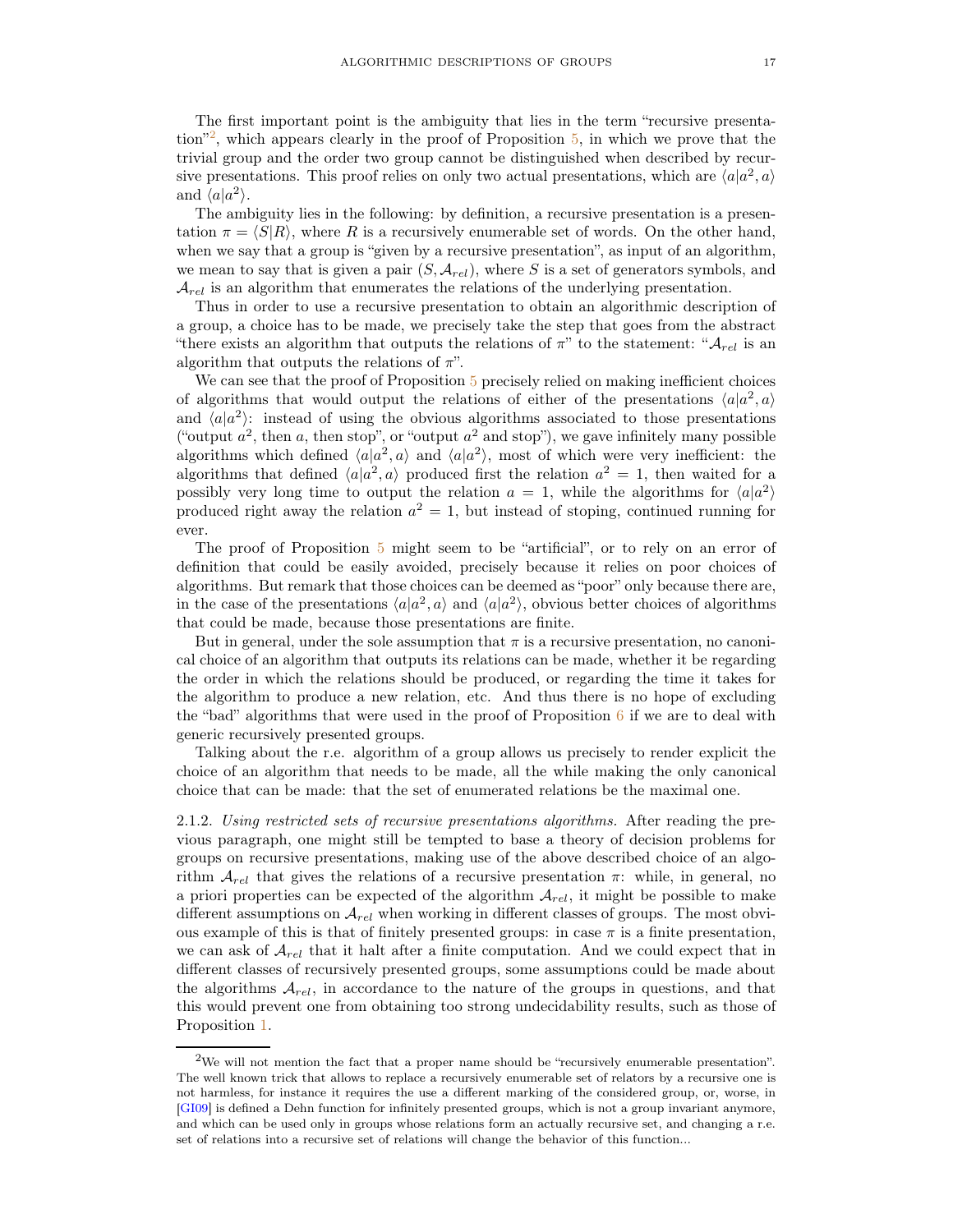The first important point is the ambiguity that lies in the term "recursive presentation"[2], which appears clearly in the proof of Proposition 5, in which we prove that the trivial group and the order two group cannot be distinguished when described by recursive presentations. This proof relies on only two actual presentations, which are $\langle a|a^2, a\rangle$ and $\langle a|a^2\rangle$.

The ambiguity lies in the following: by definition, a recursive presentation is a presentation $\pi = \langle S|R\rangle$, where $R$ is a recursively enumerable set of words. On the other hand, when we say that a group is "given by a recursive presentation", as input of an algorithm, we mean to say that is given a pair $(S, \mathcal{A}_{rel})$, where $S$ is a set of generators symbols, and $\mathcal{A}_{rel}$ is an algorithm that enumerates the relations of the underlying presentation.

Thus in order to use a recursive presentation to obtain an algorithmic description of a group, a choice has to be made, we precisely take the step that goes from the abstract "there exists an algorithm that outputs the relations of $\pi$" to the statement: "$\mathcal{A}_{rel}$ is an algorithm that outputs the relations of $\pi$".

We can see that the proof of Proposition 5 precisely relied on making inefficient choices of algorithms that would output the relations of either of the presentations $\langle a|a^2, a\rangle$ and $\langle a|a^2\rangle$: instead of using the obvious algorithms associated to those presentations ("output $a^2$, then $a$, then stop", or "output $a^2$ and stop"), we gave infinitely many possible algorithms which defined $\langle a|a^2, a\rangle$ and $\langle a|a^2\rangle$, most of which were very inefficient: the algorithms that defined $\langle a|a^2, a\rangle$ produced first the relation $a^2 = 1$, then waited for a possibly very long time to output the relation $a = 1$, while the algorithms for $\langle a|a^2\rangle$ produced right away the relation $a^2 = 1$, but instead of stoping, continued running for ever.

The proof of Proposition 5 might seem to be "artificial", or to rely on an error of definition that could be easily avoided, precisely because it relies on poor choices of algorithms. But remark that those choices can be deemed as "poor" only because there are, in the case of the presentations $\langle a|a^2, a\rangle$ and $\langle a|a^2\rangle$, obvious better choices of algorithms that could be made, because those presentations are finite.

But in general, under the sole assumption that $\pi$ is a recursive presentation, no canonical choice of an algorithm that outputs its relations can be made, whether it be regarding the order in which the relations should be produced, or regarding the time it takes for the algorithm to produce a new relation, etc. And thus there is no hope of excluding the "bad" algorithms that were used in the proof of Proposition 6 if we are to deal with generic recursively presented groups.

Talking about the r.e. algorithm of a group allows us precisely to render explicit the choice of an algorithm that needs to be made, all the while making the only canonical choice that can be made: that the set of enumerated relations be the maximal one.

2.1.2. *Using restricted sets of recursive presentations algorithms.* After reading the previous paragraph, one might still be tempted to base a theory of decision problems for groups on recursive presentations, making use of the above described choice of an algorithm $\mathcal{A}_{rel}$ that gives the relations of a recursive presentation $\pi$: while, in general, no a priori properties can be expected of the algorithm $\mathcal{A}_{rel}$, it might be possible to make different assumptions on $\mathcal{A}_{rel}$ when working in different classes of groups. The most obvious example of this is that of finitely presented groups: in case $\pi$ is a finite presentation, we can ask of $\mathcal{A}_{rel}$ that it halt after a finite computation. And we could expect that in different classes of recursively presented groups, some assumptions could be made about the algorithms $\mathcal{A}_{rel}$, in accordance to the nature of the groups in questions, and that this would prevent one from obtaining too strong undecidability results, such as those of Proposition 1.

[2]We will not mention the fact that a proper name should be "recursively enumerable presentation". The well known trick that allows to replace a recursively enumerable set of relators by a recursive one is not harmless, for instance it requires the use a different marking of the considered group, or, worse, in [GI09] is defined a Dehn function for infinitely presented groups, which is not a group invariant anymore, and which can be used only in groups whose relations form an actually recursive set, and changing a r.e. set of relations into a recursive set of relations will change the behavior of this function...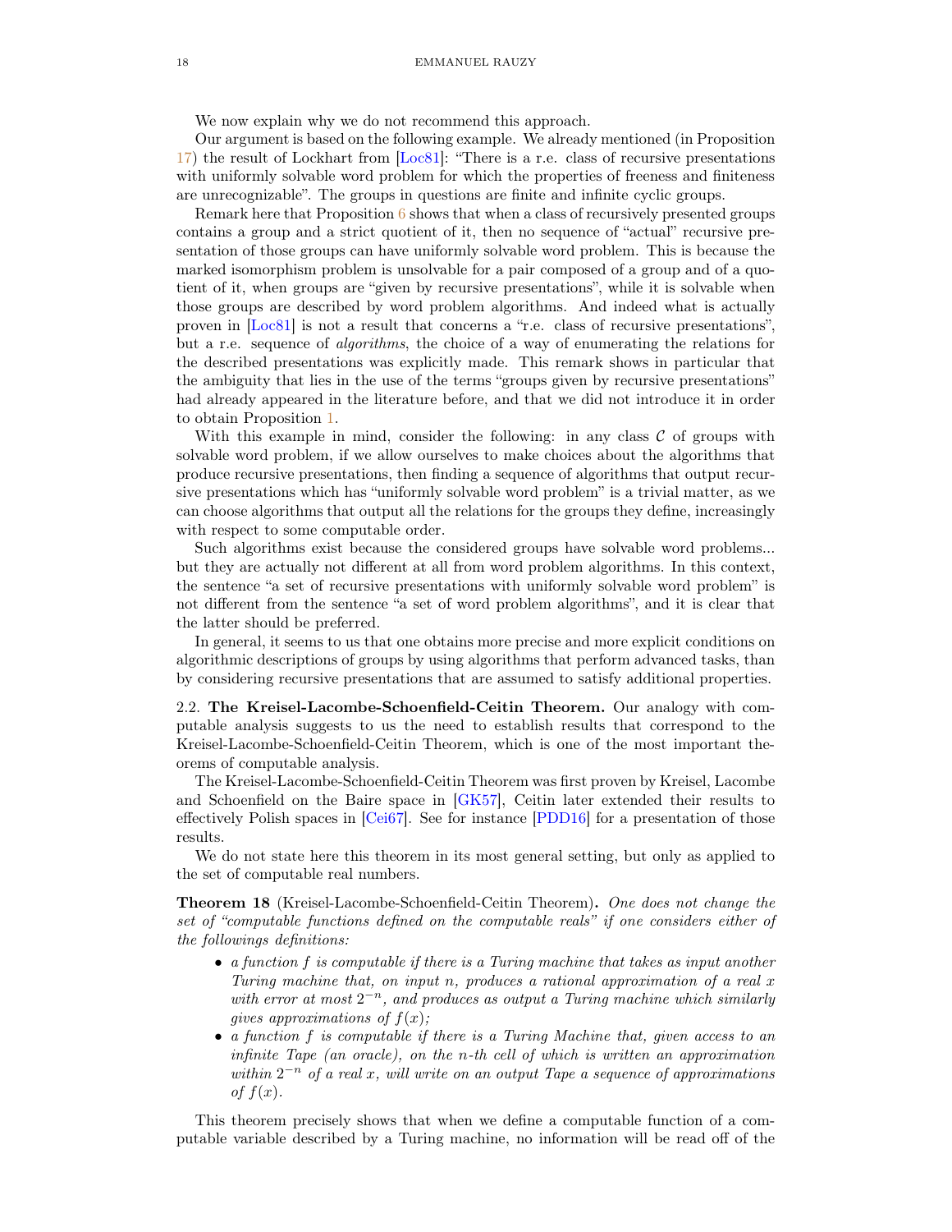We now explain why we do not recommend this approach.

Our argument is based on the following example. We already mentioned (in Proposition 17) the result of Lockhart from [Loc81]: "There is a r.e. class of recursive presentations with uniformly solvable word problem for which the properties of freeness and finiteness are unrecognizable". The groups in questions are finite and infinite cyclic groups.

Remark here that Proposition 6 shows that when a class of recursively presented groups contains a group and a strict quotient of it, then no sequence of "actual" recursive presentation of those groups can have uniformly solvable word problem. This is because the marked isomorphism problem is unsolvable for a pair composed of a group and of a quotient of it, when groups are "given by recursive presentations", while it is solvable when those groups are described by word problem algorithms. And indeed what is actually proven in [Loc81] is not a result that concerns a "r.e. class of recursive presentations", but a r.e. sequence of *algorithms*, the choice of a way of enumerating the relations for the described presentations was explicitly made. This remark shows in particular that the ambiguity that lies in the use of the terms "groups given by recursive presentations" had already appeared in the literature before, and that we did not introduce it in order to obtain Proposition 1.

With this example in mind, consider the following: in any class $\mathcal{C}$ of groups with solvable word problem, if we allow ourselves to make choices about the algorithms that produce recursive presentations, then finding a sequence of algorithms that output recursive presentations which has "uniformly solvable word problem" is a trivial matter, as we can choose algorithms that output all the relations for the groups they define, increasingly with respect to some computable order.

Such algorithms exist because the considered groups have solvable word problems... but they are actually not different at all from word problem algorithms. In this context, the sentence "a set of recursive presentations with uniformly solvable word problem" is not different from the sentence "a set of word problem algorithms", and it is clear that the latter should be preferred.

In general, it seems to us that one obtains more precise and more explicit conditions on algorithmic descriptions of groups by using algorithms that perform advanced tasks, than by considering recursive presentations that are assumed to satisfy additional properties.

## 2.2. The Kreisel-Lacombe-Schoenfield-Ceitin Theorem.

Our analogy with computable analysis suggests to us the need to establish results that correspond to the Kreisel-Lacombe-Schoenfield-Ceitin Theorem, which is one of the most important theorems of computable analysis.

The Kreisel-Lacombe-Schoenfield-Ceitin Theorem was first proven by Kreisel, Lacombe and Schoenfield on the Baire space in [GK57], Ceitin later extended their results to effectively Polish spaces in [Cei67]. See for instance [PDD16] for a presentation of those results.

We do not state here this theorem in its most general setting, but only as applied to the set of computable real numbers.

**Theorem 18** (Kreisel-Lacombe-Schoenfield-Ceitin Theorem)**.** *One does not change the set of "computable functions defined on the computable reals" if one considers either of the followings definitions:*

- *a function $f$ is computable if there is a Turing machine that takes as input another Turing machine that, on input $n$, produces a rational approximation of a real $x$ with error at most $2^{-n}$, and produces as output a Turing machine which similarly gives approximations of $f(x)$;*
- *a function $f$ is computable if there is a Turing Machine that, given access to an infinite Tape (an oracle), on the $n$-th cell of which is written an approximation within $2^{-n}$ of a real $x$, will write on an output Tape a sequence of approximations of $f(x)$.*

This theorem precisely shows that when we define a computable function of a computable variable described by a Turing machine, no information will be read off of the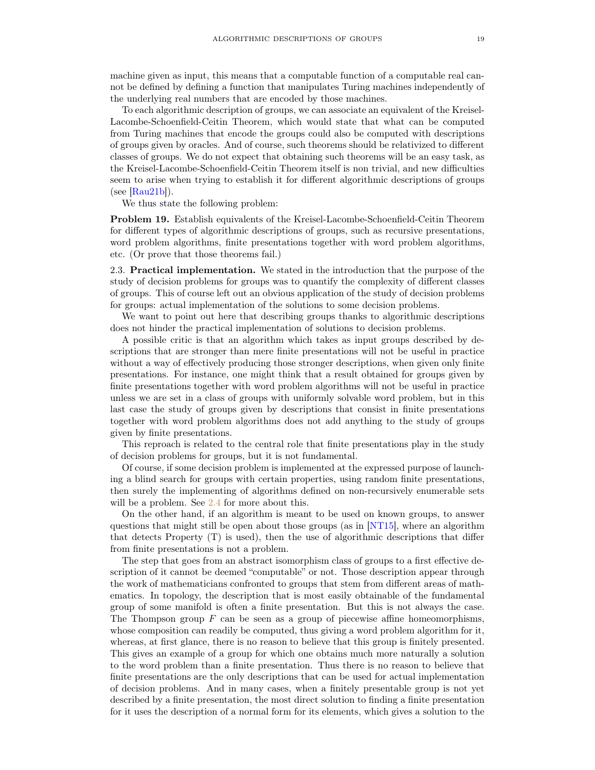machine given as input, this means that a computable function of a computable real cannot be defined by defining a function that manipulates Turing machines independently of the underlying real numbers that are encoded by those machines.

To each algorithmic description of groups, we can associate an equivalent of the Kreisel-Lacombe-Schoenfield-Ceitin Theorem, which would state that what can be computed from Turing machines that encode the groups could also be computed with descriptions of groups given by oracles. And of course, such theorems should be relativized to different classes of groups. We do not expect that obtaining such theorems will be an easy task, as the Kreisel-Lacombe-Schoenfield-Ceitin Theorem itself is non trivial, and new difficulties seem to arise when trying to establish it for different algorithmic descriptions of groups (see [Rau21b]).

We thus state the following problem:

**Problem 19.** Establish equivalents of the Kreisel-Lacombe-Schoenfield-Ceitin Theorem for different types of algorithmic descriptions of groups, such as recursive presentations, word problem algorithms, finite presentations together with word problem algorithms, etc. (Or prove that those theorems fail.)

### 2.3. Practical implementation.

We stated in the introduction that the purpose of the study of decision problems for groups was to quantify the complexity of different classes of groups. This of course left out an obvious application of the study of decision problems for groups: actual implementation of the solutions to some decision problems.

We want to point out here that describing groups thanks to algorithmic descriptions does not hinder the practical implementation of solutions to decision problems.

A possible critic is that an algorithm which takes as input groups described by descriptions that are stronger than mere finite presentations will not be useful in practice without a way of effectively producing those stronger descriptions, when given only finite presentations. For instance, one might think that a result obtained for groups given by finite presentations together with word problem algorithms will not be useful in practice unless we are set in a class of groups with uniformly solvable word problem, but in this last case the study of groups given by descriptions that consist in finite presentations together with word problem algorithms does not add anything to the study of groups given by finite presentations.

This reproach is related to the central role that finite presentations play in the study of decision problems for groups, but it is not fundamental.

Of course, if some decision problem is implemented at the expressed purpose of launching a blind search for groups with certain properties, using random finite presentations, then surely the implementing of algorithms defined on non-recursively enumerable sets will be a problem. See 2.4 for more about this.

On the other hand, if an algorithm is meant to be used on known groups, to answer questions that might still be open about those groups (as in [NT15], where an algorithm that detects Property (T) is used), then the use of algorithmic descriptions that differ from finite presentations is not a problem.

The step that goes from an abstract isomorphism class of groups to a first effective description of it cannot be deemed "computable" or not. Those description appear through the work of mathematicians confronted to groups that stem from different areas of mathematics. In topology, the description that is most easily obtainable of the fundamental group of some manifold is often a finite presentation. But this is not always the case. The Thompson group $F$ can be seen as a group of piecewise affine homeomorphisms, whose composition can readily be computed, thus giving a word problem algorithm for it, whereas, at first glance, there is no reason to believe that this group is finitely presented. This gives an example of a group for which one obtains much more naturally a solution to the word problem than a finite presentation. Thus there is no reason to believe that finite presentations are the only descriptions that can be used for actual implementation of decision problems. And in many cases, when a finitely presentable group is not yet described by a finite presentation, the most direct solution to finding a finite presentation for it uses the description of a normal form for its elements, which gives a solution to the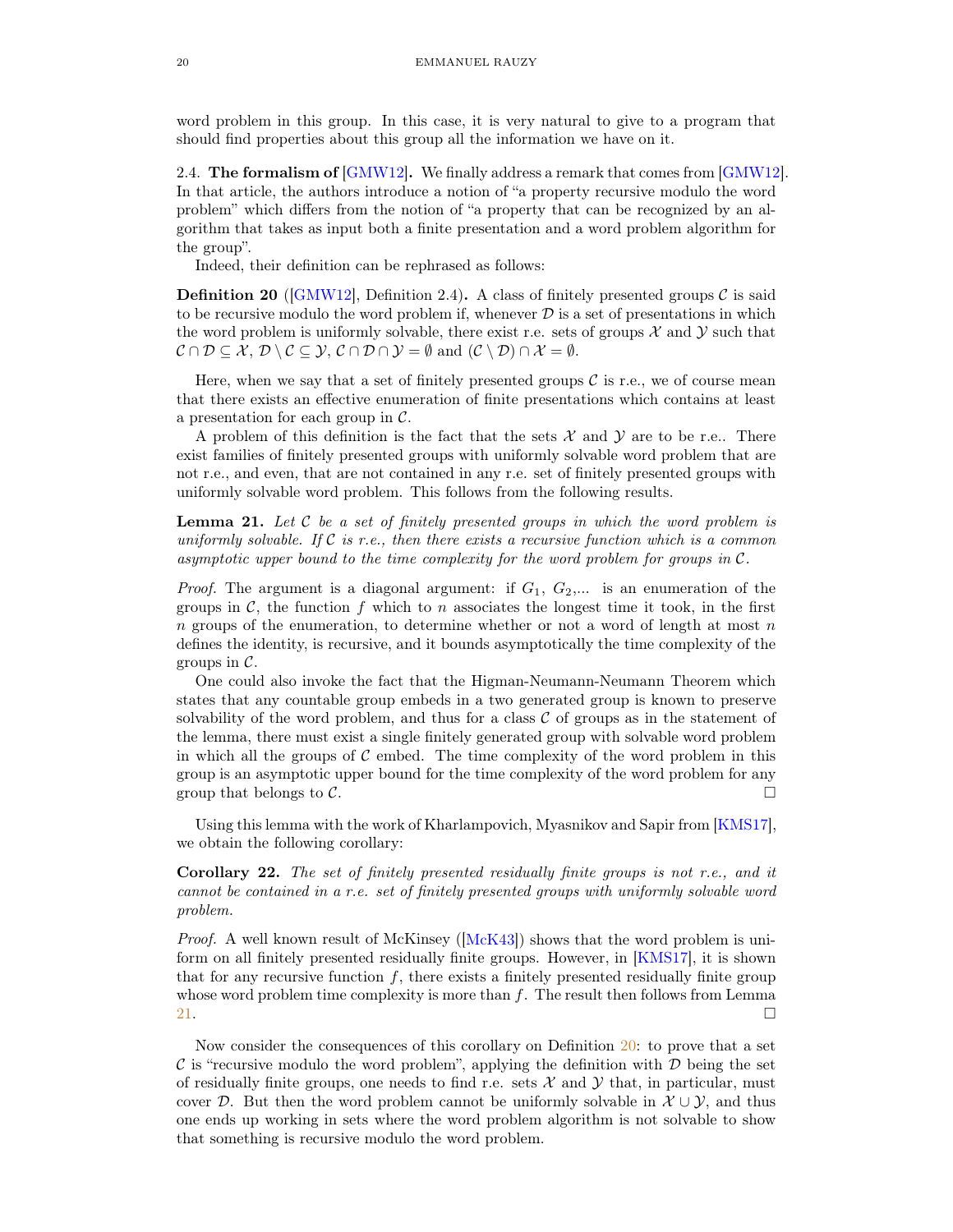word problem in this group. In this case, it is very natural to give to a program that should find properties about this group all the information we have on it.

### 2.4. The formalism of [GMW12].

We finally address a remark that comes from [GMW12]. In that article, the authors introduce a notion of "a property recursive modulo the word problem" which differs from the notion of "a property that can be recognized by an algorithm that takes as input both a finite presentation and a word problem algorithm for the group".

Indeed, their definition can be rephrased as follows:

**Definition 20** ([GMW12], Definition 2.4)**.** A class of finitely presented groups $\mathcal{C}$ is said to be recursive modulo the word problem if, whenever $\mathcal{D}$ is a set of presentations in which the word problem is uniformly solvable, there exist r.e. sets of groups $\mathcal{X}$ and $\mathcal{Y}$ such that $\mathcal{C} \cap \mathcal{D} \subseteq \mathcal{X}$, $\mathcal{D} \setminus \mathcal{C} \subseteq \mathcal{Y}$, $\mathcal{C} \cap \mathcal{D} \cap \mathcal{Y} = \emptyset$ and $(\mathcal{C} \setminus \mathcal{D}) \cap \mathcal{X} = \emptyset$.

Here, when we say that a set of finitely presented groups $\mathcal{C}$ is r.e., we of course mean that there exists an effective enumeration of finite presentations which contains at least a presentation for each group in $\mathcal{C}$.

A problem of this definition is the fact that the sets $\mathcal{X}$ and $\mathcal{Y}$ are to be r.e.. There exist families of finitely presented groups with uniformly solvable word problem that are not r.e., and even, that are not contained in any r.e. set of finitely presented groups with uniformly solvable word problem. This follows from the following results.

**Lemma 21.** *Let $\mathcal{C}$ be a set of finitely presented groups in which the word problem is uniformly solvable. If $\mathcal{C}$ is r.e., then there exists a recursive function which is a common asymptotic upper bound to the time complexity for the word problem for groups in $\mathcal{C}$.*

*Proof.* The argument is a diagonal argument: if $G_1$, $G_2$,... is an enumeration of the groups in $\mathcal{C}$, the function $f$ which to $n$ associates the longest time it took, in the first $n$ groups of the enumeration, to determine whether or not a word of length at most $n$ defines the identity, is recursive, and it bounds asymptotically the time complexity of the groups in $\mathcal{C}$.

One could also invoke the fact that the Higman-Neumann-Neumann Theorem which states that any countable group embeds in a two generated group is known to preserve solvability of the word problem, and thus for a class $\mathcal{C}$ of groups as in the statement of the lemma, there must exist a single finitely generated group with solvable word problem in which all the groups of $\mathcal{C}$ embed. The time complexity of the word problem in this group is an asymptotic upper bound for the time complexity of the word problem for any group that belongs to $\mathcal{C}$. □

Using this lemma with the work of Kharlampovich, Myasnikov and Sapir from [KMS17], we obtain the following corollary:

**Corollary 22.** *The set of finitely presented residually finite groups is not r.e., and it cannot be contained in a r.e. set of finitely presented groups with uniformly solvable word problem.*

*Proof.* A well known result of McKinsey ([McK43]) shows that the word problem is uniform on all finitely presented residually finite groups. However, in [KMS17], it is shown that for any recursive function $f$, there exists a finitely presented residually finite group whose word problem time complexity is more than $f$. The result then follows from Lemma 21. □

Now consider the consequences of this corollary on Definition 20: to prove that a set $\mathcal{C}$ is "recursive modulo the word problem", applying the definition with $\mathcal{D}$ being the set of residually finite groups, one needs to find r.e. sets $\mathcal{X}$ and $\mathcal{Y}$ that, in particular, must cover $\mathcal{D}$. But then the word problem cannot be uniformly solvable in $\mathcal{X} \cup \mathcal{Y}$, and thus one ends up working in sets where the word problem algorithm is not solvable to show that something is recursive modulo the word problem.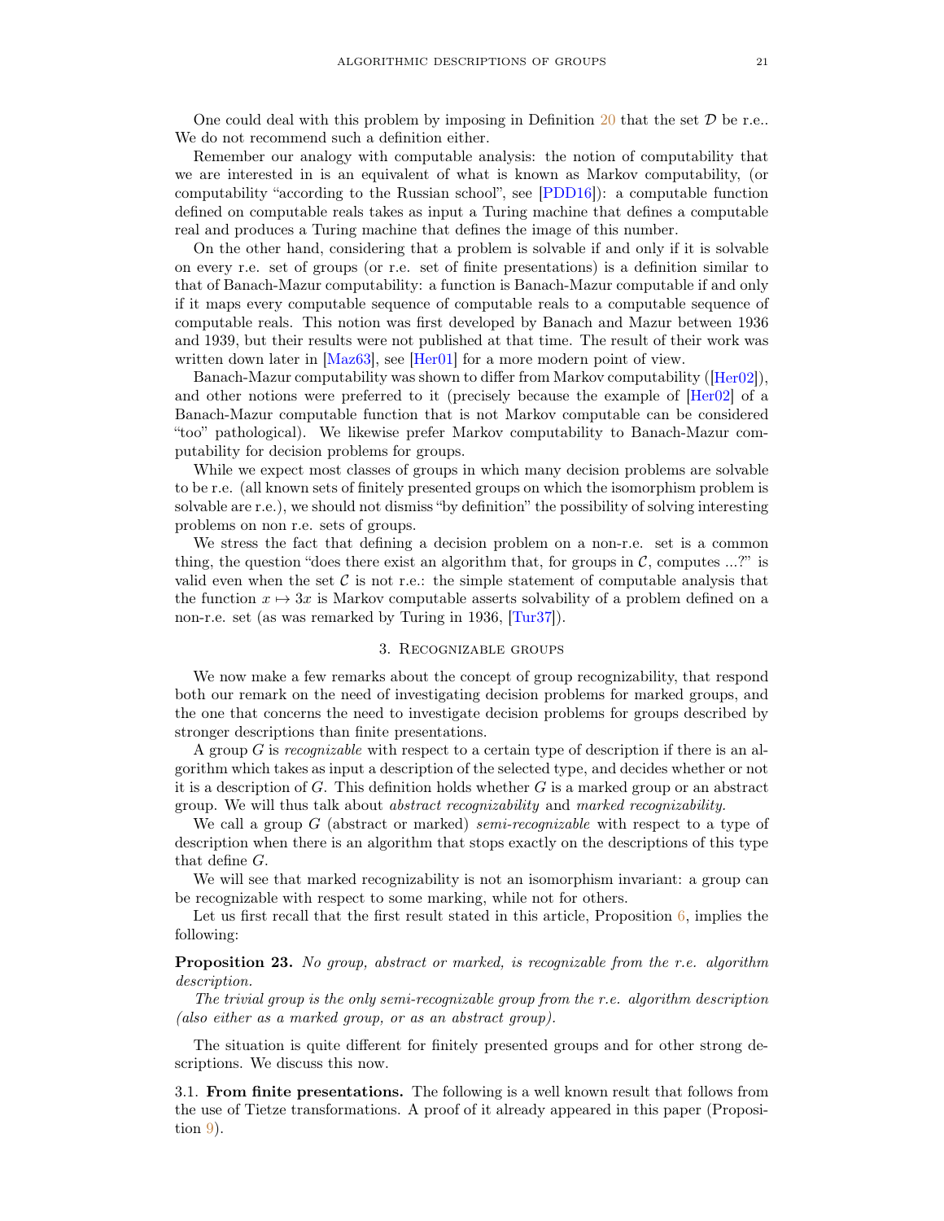One could deal with this problem by imposing in Definition 20 that the set $\mathcal{D}$ be r.e.. We do not recommend such a definition either.

Remember our analogy with computable analysis: the notion of computability that we are interested in is an equivalent of what is known as Markov computability, (or computability "according to the Russian school", see [PDD16]): a computable function defined on computable reals takes as input a Turing machine that defines a computable real and produces a Turing machine that defines the image of this number.

On the other hand, considering that a problem is solvable if and only if it is solvable on every r.e. set of groups (or r.e. set of finite presentations) is a definition similar to that of Banach-Mazur computability: a function is Banach-Mazur computable if and only if it maps every computable sequence of computable reals to a computable sequence of computable reals. This notion was first developed by Banach and Mazur between 1936 and 1939, but their results were not published at that time. The result of their work was written down later in [Maz63], see [Her01] for a more modern point of view.

Banach-Mazur computability was shown to differ from Markov computability ([Her02]), and other notions were preferred to it (precisely because the example of [Her02] of a Banach-Mazur computable function that is not Markov computable can be considered "too" pathological). We likewise prefer Markov computability to Banach-Mazur computability for decision problems for groups.

While we expect most classes of groups in which many decision problems are solvable to be r.e. (all known sets of finitely presented groups on which the isomorphism problem is solvable are r.e.), we should not dismiss "by definition" the possibility of solving interesting problems on non r.e. sets of groups.

We stress the fact that defining a decision problem on a non-r.e. set is a common thing, the question "does there exist an algorithm that, for groups in $\mathcal{C}$, computes ...?" is valid even when the set $\mathcal{C}$ is not r.e.: the simple statement of computable analysis that the function $x \mapsto 3x$ is Markov computable asserts solvability of a problem defined on a non-r.e. set (as was remarked by Turing in 1936, [Tur37]).

## 3. Recognizable groups

We now make a few remarks about the concept of group recognizability, that respond both our remark on the need of investigating decision problems for marked groups, and the one that concerns the need to investigate decision problems for groups described by stronger descriptions than finite presentations.

A group $G$ is *recognizable* with respect to a certain type of description if there is an algorithm which takes as input a description of the selected type, and decides whether or not it is a description of $G$. This definition holds whether $G$ is a marked group or an abstract group. We will thus talk about *abstract recognizability* and *marked recognizability.*

We call a group $G$ (abstract or marked) *semi-recognizable* with respect to a type of description when there is an algorithm that stops exactly on the descriptions of this type that define $G$.

We will see that marked recognizability is not an isomorphism invariant: a group can be recognizable with respect to some marking, while not for others.

Let us first recall that the first result stated in this article, Proposition 6, implies the following:

**Proposition 23.** *No group, abstract or marked, is recognizable from the r.e. algorithm description.*

*The trivial group is the only semi-recognizable group from the r.e. algorithm description (also either as a marked group, or as an abstract group).*

The situation is quite different for finitely presented groups and for other strong descriptions. We discuss this now.

### 3.1. From finite presentations.

The following is a well known result that follows from the use of Tietze transformations. A proof of it already appeared in this paper (Proposition 9).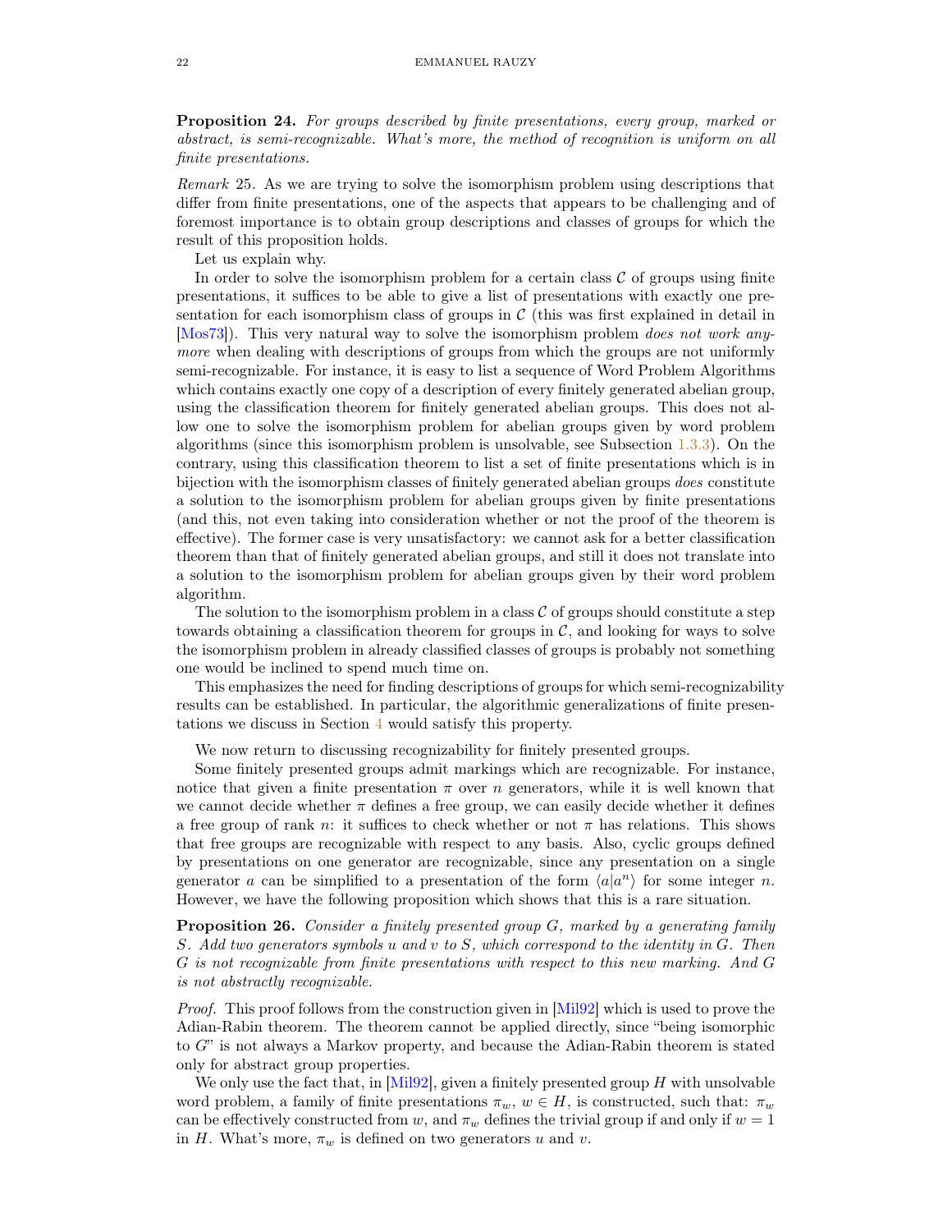**Proposition 24.** *For groups described by finite presentations, every group, marked or abstract, is semi-recognizable. What's more, the method of recognition is uniform on all finite presentations.*

*Remark* 25. As we are trying to solve the isomorphism problem using descriptions that differ from finite presentations, one of the aspects that appears to be challenging and of foremost importance is to obtain group descriptions and classes of groups for which the result of this proposition holds.

Let us explain why.

In order to solve the isomorphism problem for a certain class $\mathcal{C}$ of groups using finite presentations, it suffices to be able to give a list of presentations with exactly one presentation for each isomorphism class of groups in $\mathcal{C}$ (this was first explained in detail in [Mos73]). This very natural way to solve the isomorphism problem *does not work anymore* when dealing with descriptions of groups from which the groups are not uniformly semi-recognizable. For instance, it is easy to list a sequence of Word Problem Algorithms which contains exactly one copy of a description of every finitely generated abelian group, using the classification theorem for finitely generated abelian groups. This does not allow one to solve the isomorphism problem for abelian groups given by word problem algorithms (since this isomorphism problem is unsolvable, see Subsection 1.3.3). On the contrary, using this classification theorem to list a set of finite presentations which is in bijection with the isomorphism classes of finitely generated abelian groups *does* constitute a solution to the isomorphism problem for abelian groups given by finite presentations (and this, not even taking into consideration whether or not the proof of the theorem is effective). The former case is very unsatisfactory: we cannot ask for a better classification theorem than that of finitely generated abelian groups, and still it does not translate into a solution to the isomorphism problem for abelian groups given by their word problem algorithm.

The solution to the isomorphism problem in a class $\mathcal{C}$ of groups should constitute a step towards obtaining a classification theorem for groups in $\mathcal{C}$, and looking for ways to solve the isomorphism problem in already classified classes of groups is probably not something one would be inclined to spend much time on.

This emphasizes the need for finding descriptions of groups for which semi-recognizability results can be established. In particular, the algorithmic generalizations of finite presentations we discuss in Section 4 would satisfy this property.

We now return to discussing recognizability for finitely presented groups.

Some finitely presented groups admit markings which are recognizable. For instance, notice that given a finite presentation $\pi$ over $n$ generators, while it is well known that we cannot decide whether $\pi$ defines a free group, we can easily decide whether it defines a free group of rank $n$: it suffices to check whether or not $\pi$ has relations. This shows that free groups are recognizable with respect to any basis. Also, cyclic groups defined by presentations on one generator are recognizable, since any presentation on a single generator $a$ can be simplified to a presentation of the form $\langle a|a^n\rangle$ for some integer $n$. However, we have the following proposition which shows that this is a rare situation.

**Proposition 26.** *Consider a finitely presented group $G$, marked by a generating family $S$. Add two generators symbols $u$ and $v$ to $S$, which correspond to the identity in $G$. Then $G$ is not recognizable from finite presentations with respect to this new marking. And $G$ is not abstractly recognizable.*

*Proof.* This proof follows from the construction given in [Mil92] which is used to prove the Adian-Rabin theorem. The theorem cannot be applied directly, since "being isomorphic to $G$" is not always a Markov property, and because the Adian-Rabin theorem is stated only for abstract group properties.

We only use the fact that, in [Mil92], given a finitely presented group $H$ with unsolvable word problem, a family of finite presentations $\pi_w$, $w \in H$, is constructed, such that: $\pi_w$ can be effectively constructed from $w$, and $\pi_w$ defines the trivial group if and only if $w = 1$ in $H$. What's more, $\pi_w$ is defined on two generators $u$ and $v$.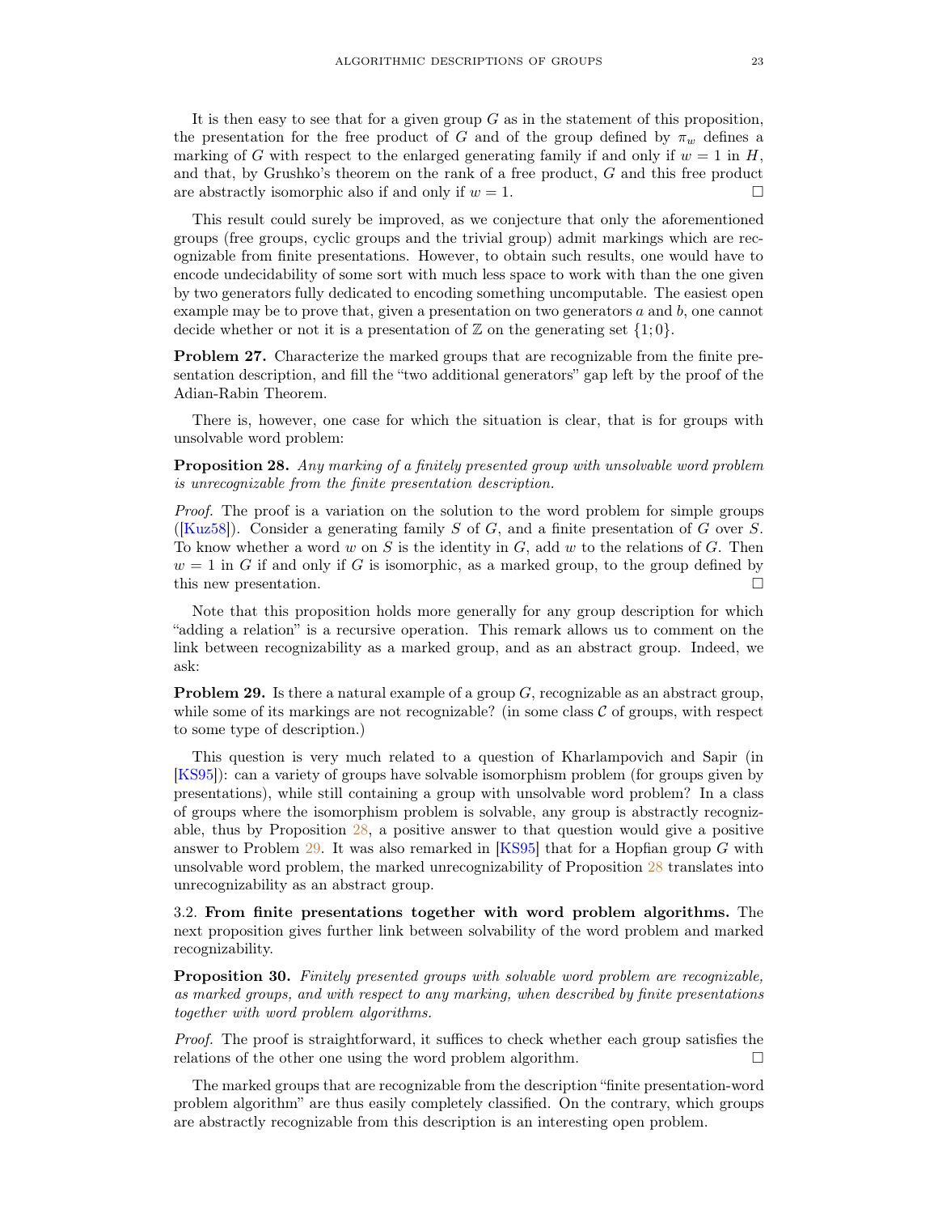It is then easy to see that for a given group $G$ as in the statement of this proposition, the presentation for the free product of $G$ and of the group defined by $\pi_w$ defines a marking of $G$ with respect to the enlarged generating family if and only if $w = 1$ in $H$, and that, by Grushko's theorem on the rank of a free product, $G$ and this free product are abstractly isomorphic also if and only if $w = 1$. □

This result could surely be improved, as we conjecture that only the aforementioned groups (free groups, cyclic groups and the trivial group) admit markings which are recognizable from finite presentations. However, to obtain such results, one would have to encode undecidability of some sort with much less space to work with than the one given by two generators fully dedicated to encoding something uncomputable. The easiest open example may be to prove that, given a presentation on two generators $a$ and $b$, one cannot decide whether or not it is a presentation of $\mathbb{Z}$ on the generating set $\{1; 0\}$.

**Problem 27.** Characterize the marked groups that are recognizable from the finite presentation description, and fill the "two additional generators" gap left by the proof of the Adian-Rabin Theorem.

There is, however, one case for which the situation is clear, that is for groups with unsolvable word problem:

**Proposition 28.** *Any marking of a finitely presented group with unsolvable word problem is unrecognizable from the finite presentation description.*

*Proof.* The proof is a variation on the solution to the word problem for simple groups ([Kuz58]). Consider a generating family $S$ of $G$, and a finite presentation of $G$ over $S$. To know whether a word $w$ on $S$ is the identity in $G$, add $w$ to the relations of $G$. Then $w = 1$ in $G$ if and only if $G$ is isomorphic, as a marked group, to the group defined by this new presentation. □

Note that this proposition holds more generally for any group description for which "adding a relation" is a recursive operation. This remark allows us to comment on the link between recognizability as a marked group, and as an abstract group. Indeed, we ask:

**Problem 29.** Is there a natural example of a group $G$, recognizable as an abstract group, while some of its markings are not recognizable? (in some class $\mathcal{C}$ of groups, with respect to some type of description.)

This question is very much related to a question of Kharlampovich and Sapir (in [KS95]): can a variety of groups have solvable isomorphism problem (for groups given by presentations), while still containing a group with unsolvable word problem? In a class of groups where the isomorphism problem is solvable, any group is abstractly recognizable, thus by Proposition 28, a positive answer to that question would give a positive answer to Problem 29. It was also remarked in [KS95] that for a Hopfian group $G$ with unsolvable word problem, the marked unrecognizability of Proposition 28 translates into unrecognizability as an abstract group.

3.2. **From finite presentations together with word problem algorithms.** The next proposition gives further link between solvability of the word problem and marked recognizability.

**Proposition 30.** *Finitely presented groups with solvable word problem are recognizable, as marked groups, and with respect to any marking, when described by finite presentations together with word problem algorithms.*

*Proof.* The proof is straightforward, it suffices to check whether each group satisfies the relations of the other one using the word problem algorithm. □

The marked groups that are recognizable from the description "finite presentation-word problem algorithm" are thus easily completely classified. On the contrary, which groups are abstractly recognizable from this description is an interesting open problem.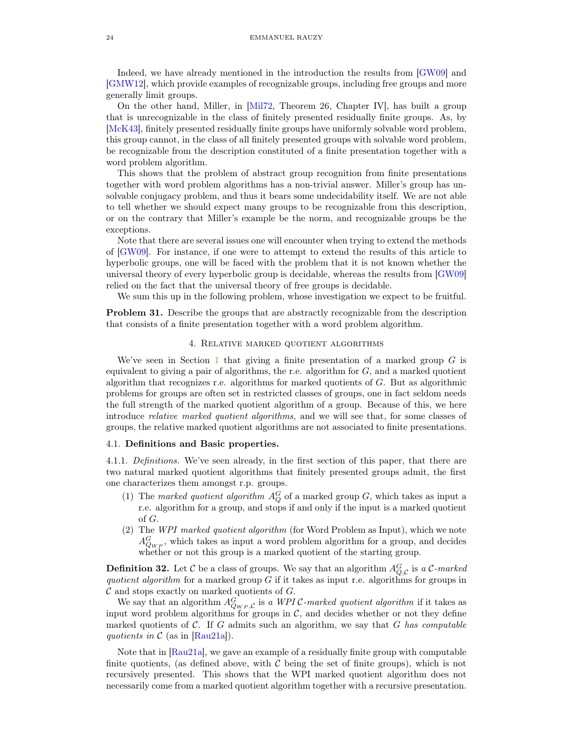Indeed, we have already mentioned in the introduction the results from [GW09] and [GMW12], which provide examples of recognizable groups, including free groups and more generally limit groups.

On the other hand, Miller, in [Mil72, Theorem 26, Chapter IV], has built a group that is unrecognizable in the class of finitely presented residually finite groups. As, by [McK43], finitely presented residually finite groups have uniformly solvable word problem, this group cannot, in the class of all finitely presented groups with solvable word problem, be recognizable from the description constituted of a finite presentation together with a word problem algorithm.

This shows that the problem of abstract group recognition from finite presentations together with word problem algorithms has a non-trivial answer. Miller's group has unsolvable conjugacy problem, and thus it bears some undecidability itself. We are not able to tell whether we should expect many groups to be recognizable from this description, or on the contrary that Miller's example be the norm, and recognizable groups be the exceptions.

Note that there are several issues one will encounter when trying to extend the methods of [GW09]. For instance, if one were to attempt to extend the results of this article to hyperbolic groups, one will be faced with the problem that it is not known whether the universal theory of every hyperbolic group is decidable, whereas the results from [GW09] relied on the fact that the universal theory of free groups is decidable.

We sum this up in the following problem, whose investigation we expect to be fruitful.

**Problem 31.** Describe the groups that are abstractly recognizable from the description that consists of a finite presentation together with a word problem algorithm.

## 4. Relative marked quotient algorithms

We've seen in Section 1 that giving a finite presentation of a marked group $G$ is equivalent to giving a pair of algorithms, the r.e. algorithm for $G$, and a marked quotient algorithm that recognizes r.e. algorithms for marked quotients of $G$. But as algorithmic problems for groups are often set in restricted classes of groups, one in fact seldom needs the full strength of the marked quotient algorithm of a group. Because of this, we here introduce *relative marked quotient algorithms,* and we will see that, for some classes of groups, the relative marked quotient algorithms are not associated to finite presentations.

### 4.1. Definitions and Basic properties.

4.1.1. *Definitions.* We've seen already, in the first section of this paper, that there are two natural marked quotient algorithms that finitely presented groups admit, the first one characterizes them amongst r.p. groups.

1. The *marked quotient algorithm* $A_Q^G$ of a marked group $G$, which takes as input a r.e. algorithm for a group, and stops if and only if the input is a marked quotient of $G$.
2. The *WPI marked quotient algorithm* (for Word Problem as Input), which we note $A_{Q_{WP}}^G$, which takes as input a word problem algorithm for a group, and decides whether or not this group is a marked quotient of the starting group.

**Definition 32.** Let $\mathcal{C}$ be a class of groups. We say that an algorithm $A_{Q,\mathcal{C}}^G$ is *a $\mathcal{C}$-marked quotient algorithm* for a marked group $G$ if it takes as input r.e. algorithms for groups in $\mathcal{C}$ and stops exactly on marked quotients of $G$.

We say that an algorithm $A_{Q_{WP},\mathcal{C}}^G$ is *a WPI $\mathcal{C}$-marked quotient algorithm* if it takes as input word problem algorithms for groups in $\mathcal{C}$, and decides whether or not they define marked quotients of $\mathcal{C}$. If $G$ admits such an algorithm, we say that $G$ *has computable quotients in $\mathcal{C}$* (as in [Rau21a]).

Note that in [Rau21a], we gave an example of a residually finite group with computable finite quotients, (as defined above, with $\mathcal{C}$ being the set of finite groups), which is not recursively presented. This shows that the WPI marked quotient algorithm does not necessarily come from a marked quotient algorithm together with a recursive presentation.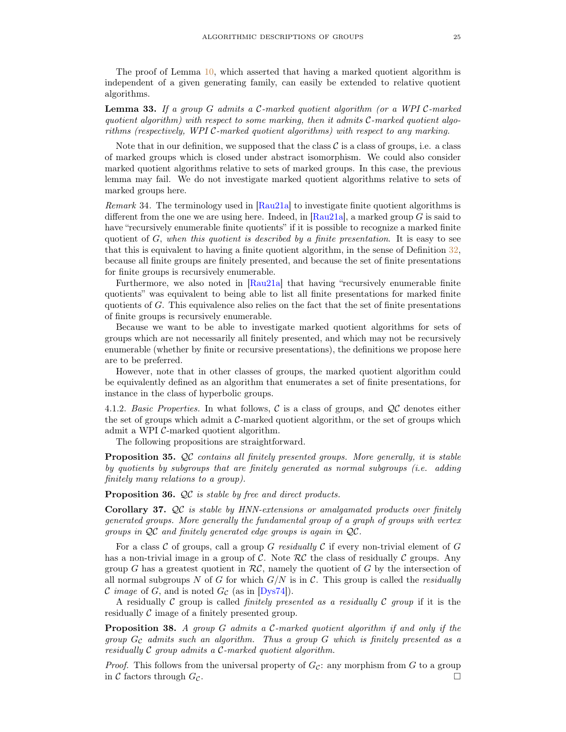The proof of Lemma 10, which asserted that having a marked quotient algorithm is independent of a given generating family, can easily be extended to relative quotient algorithms.

**Lemma 33.** *If a group $G$ admits a $\mathcal{C}$-marked quotient algorithm (or a WPI $\mathcal{C}$-marked quotient algorithm) with respect to some marking, then it admits $\mathcal{C}$-marked quotient algorithms (respectively, WPI $\mathcal{C}$-marked quotient algorithms) with respect to any marking.*

Note that in our definition, we supposed that the class $\mathcal{C}$ is a class of groups, i.e. a class of marked groups which is closed under abstract isomorphism. We could also consider marked quotient algorithms relative to sets of marked groups. In this case, the previous lemma may fail. We do not investigate marked quotient algorithms relative to sets of marked groups here.

*Remark* 34. The terminology used in [Rau21a] to investigate finite quotient algorithms is different from the one we are using here. Indeed, in [Rau21a], a marked group $G$ is said to have "recursively enumerable finite quotients" if it is possible to recognize a marked finite quotient of $G$, *when this quotient is described by a finite presentation*. It is easy to see that this is equivalent to having a finite quotient algorithm, in the sense of Definition 32, because all finite groups are finitely presented, and because the set of finite presentations for finite groups is recursively enumerable.

Furthermore, we also noted in [Rau21a] that having "recursively enumerable finite quotients" was equivalent to being able to list all finite presentations for marked finite quotients of $G$. This equivalence also relies on the fact that the set of finite presentations of finite groups is recursively enumerable.

Because we want to be able to investigate marked quotient algorithms for sets of groups which are not necessarily all finitely presented, and which may not be recursively enumerable (whether by finite or recursive presentations), the definitions we propose here are to be preferred.

However, note that in other classes of groups, the marked quotient algorithm could be equivalently defined as an algorithm that enumerates a set of finite presentations, for instance in the class of hyperbolic groups.

4.1.2. *Basic Properties.* In what follows, $\mathcal{C}$ is a class of groups, and $\mathcal{QC}$ denotes either the set of groups which admit a $\mathcal{C}$-marked quotient algorithm, or the set of groups which admit a WPI $\mathcal{C}$-marked quotient algorithm.

The following propositions are straightforward.

**Proposition 35.** *$\mathcal{QC}$ contains all finitely presented groups. More generally, it is stable by quotients by subgroups that are finitely generated as normal subgroups (i.e. adding finitely many relations to a group).*

**Proposition 36.** *$\mathcal{QC}$ is stable by free and direct products.*

**Corollary 37.** *$\mathcal{QC}$ is stable by HNN-extensions or amalgamated products over finitely generated groups. More generally the fundamental group of a graph of groups with vertex groups in $\mathcal{QC}$ and finitely generated edge groups is again in $\mathcal{QC}$.*

For a class $\mathcal{C}$ of groups, call a group $G$ *residually* $\mathcal{C}$ if every non-trivial element of $G$ has a non-trivial image in a group of $\mathcal{C}$. Note $\mathcal{RC}$ the class of residually $\mathcal{C}$ groups. Any group $G$ has a greatest quotient in $\mathcal{RC}$, namely the quotient of $G$ by the intersection of all normal subgroups $N$ of $G$ for which $G/N$ is in $\mathcal{C}$. This group is called the *residually* $\mathcal{C}$ *image* of $G$, and is noted $G_{\mathcal{C}}$ (as in [Dys74]).

A residually $\mathcal{C}$ group is called *finitely presented as a residually* $\mathcal{C}$ *group* if it is the residually $\mathcal{C}$ image of a finitely presented group.

**Proposition 38.** *A group $G$ admits a $\mathcal{C}$-marked quotient algorithm if and only if the group $G_{\mathcal{C}}$ admits such an algorithm. Thus a group $G$ which is finitely presented as a residually $\mathcal{C}$ group admits a $\mathcal{C}$-marked quotient algorithm.*

*Proof.* This follows from the universal property of $G_{\mathcal{C}}$: any morphism from $G$ to a group in $\mathcal{C}$ factors through $G_{\mathcal{C}}$. □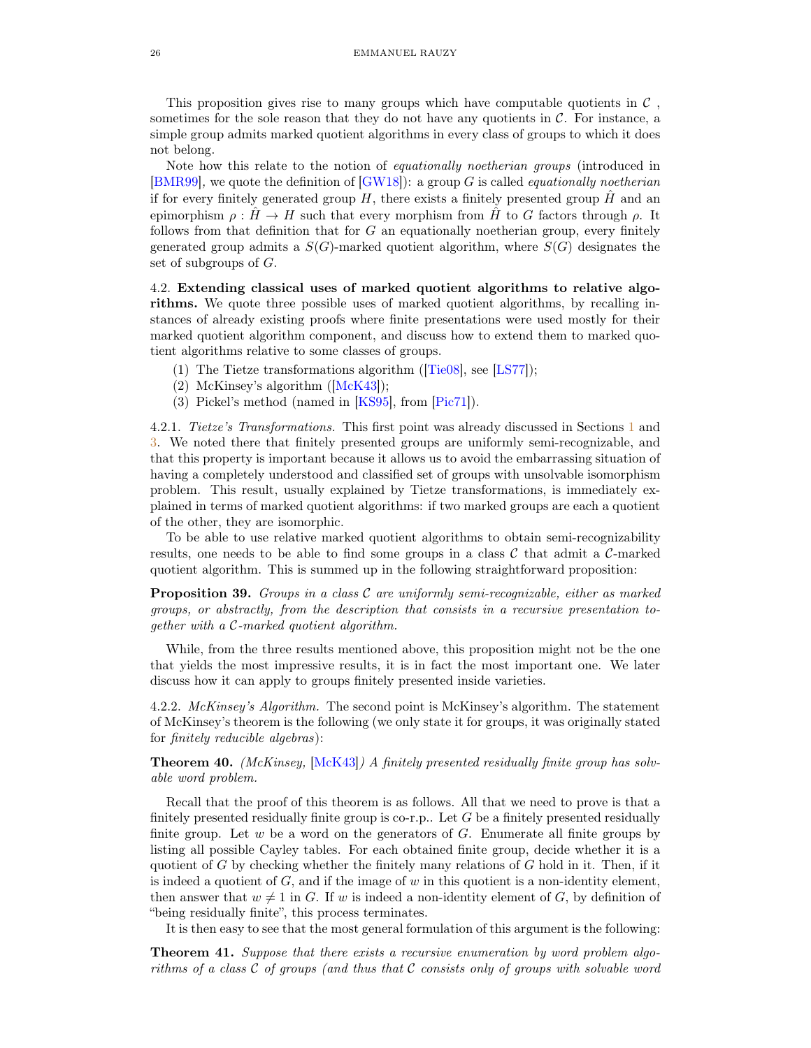This proposition gives rise to many groups which have computable quotients in $\mathcal{C}$ , sometimes for the sole reason that they do not have any quotients in $\mathcal{C}$. For instance, a simple group admits marked quotient algorithms in every class of groups to which it does not belong.

Note how this relate to the notion of *equationally noetherian groups* (introduced in [BMR99], we quote the definition of [GW18]): a group $G$ is called *equationally noetherian* if for every finitely generated group $H$, there exists a finitely presented group $\hat{H}$ and an epimorphism $\rho : \hat{H} \to H$ such that every morphism from $\hat{H}$ to $G$ factors through $\rho$. It follows from that definition that for $G$ an equationally noetherian group, every finitely generated group admits a $S(G)$-marked quotient algorithm, where $S(G)$ designates the set of subgroups of $G$.

4.2. **Extending classical uses of marked quotient algorithms to relative algorithms.** We quote three possible uses of marked quotient algorithms, by recalling instances of already existing proofs where finite presentations were used mostly for their marked quotient algorithm component, and discuss how to extend them to marked quotient algorithms relative to some classes of groups.

(1) The Tietze transformations algorithm ([Tie08], see [LS77]);
(2) McKinsey's algorithm ([McK43]);
(3) Pickel's method (named in [KS95], from [Pic71]).

4.2.1. *Tietze's Transformations.* This first point was already discussed in Sections 1 and 3. We noted there that finitely presented groups are uniformly semi-recognizable, and that this property is important because it allows us to avoid the embarrassing situation of having a completely understood and classified set of groups with unsolvable isomorphism problem. This result, usually explained by Tietze transformations, is immediately explained in terms of marked quotient algorithms: if two marked groups are each a quotient of the other, they are isomorphic.

To be able to use relative marked quotient algorithms to obtain semi-recognizability results, one needs to be able to find some groups in a class $\mathcal{C}$ that admit a $\mathcal{C}$-marked quotient algorithm. This is summed up in the following straightforward proposition:

**Proposition 39.** *Groups in a class $\mathcal{C}$ are uniformly semi-recognizable, either as marked groups, or abstractly, from the description that consists in a recursive presentation together with a $\mathcal{C}$-marked quotient algorithm.*

While, from the three results mentioned above, this proposition might not be the one that yields the most impressive results, it is in fact the most important one. We later discuss how it can apply to groups finitely presented inside varieties.

4.2.2. *McKinsey's Algorithm.* The second point is McKinsey's algorithm. The statement of McKinsey's theorem is the following (we only state it for groups, it was originally stated for *finitely reducible algebras*):

**Theorem 40.** *(McKinsey, [McK43]) A finitely presented residually finite group has solvable word problem.*

Recall that the proof of this theorem is as follows. All that we need to prove is that a finitely presented residually finite group is co-r.p.. Let $G$ be a finitely presented residually finite group. Let $w$ be a word on the generators of $G$. Enumerate all finite groups by listing all possible Cayley tables. For each obtained finite group, decide whether it is a quotient of $G$ by checking whether the finitely many relations of $G$ hold in it. Then, if it is indeed a quotient of $G$, and if the image of $w$ in this quotient is a non-identity element, then answer that $w \neq 1$ in $G$. If $w$ is indeed a non-identity element of $G$, by definition of "being residually finite", this process terminates.

It is then easy to see that the most general formulation of this argument is the following:

**Theorem 41.** *Suppose that there exists a recursive enumeration by word problem algorithms of a class $\mathcal{C}$ of groups (and thus that $\mathcal{C}$ consists only of groups with solvable word*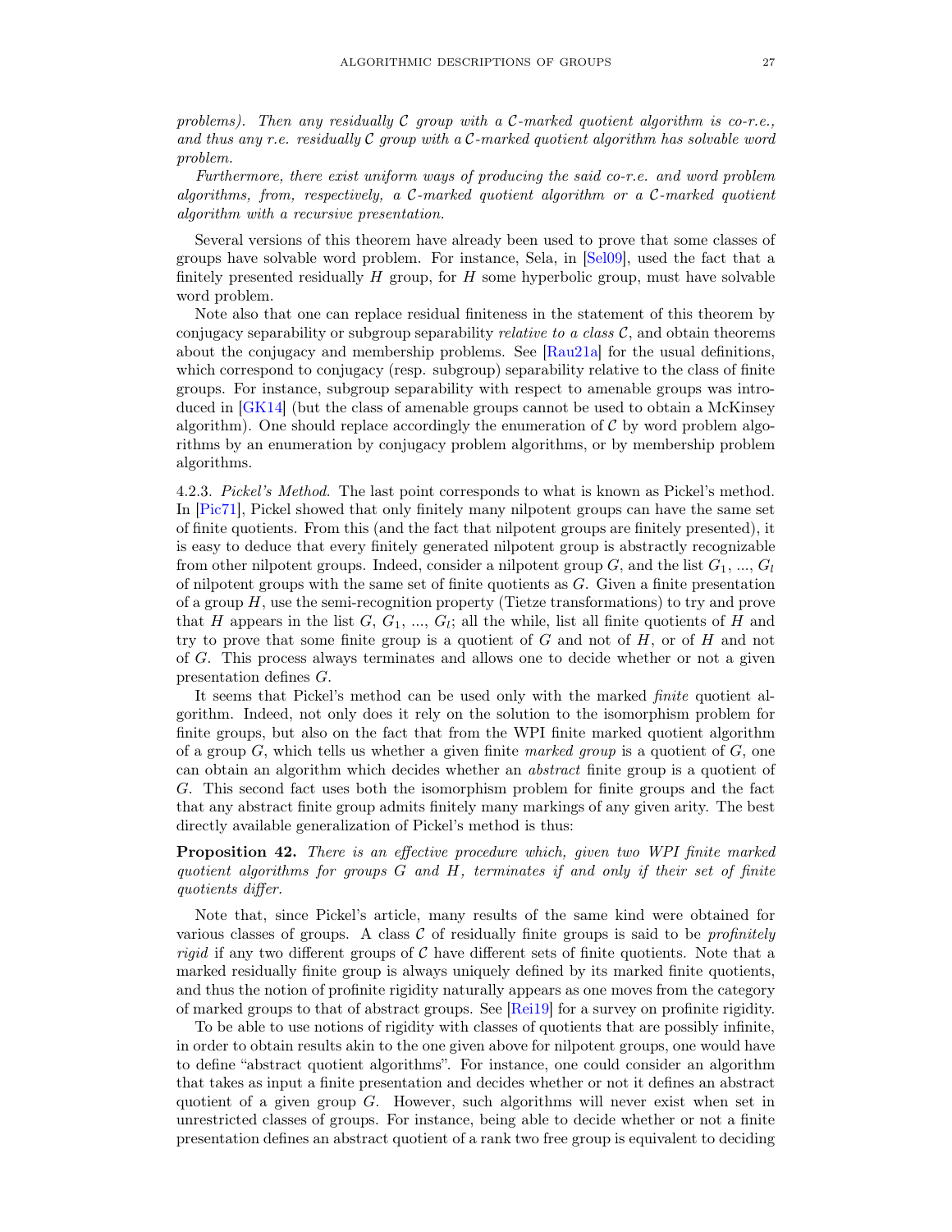*problems). Then any residually $\mathcal{C}$ group with a $\mathcal{C}$-marked quotient algorithm is co-r.e., and thus any r.e. residually $\mathcal{C}$ group with a $\mathcal{C}$-marked quotient algorithm has solvable word problem.*

*Furthermore, there exist uniform ways of producing the said co-r.e. and word problem algorithms, from, respectively, a $\mathcal{C}$-marked quotient algorithm or a $\mathcal{C}$-marked quotient algorithm with a recursive presentation.*

Several versions of this theorem have already been used to prove that some classes of groups have solvable word problem. For instance, Sela, in [Sel09], used the fact that a finitely presented residually $H$ group, for $H$ some hyperbolic group, must have solvable word problem.

Note also that one can replace residual finiteness in the statement of this theorem by conjugacy separability or subgroup separability *relative to a class* $\mathcal{C}$, and obtain theorems about the conjugacy and membership problems. See [Rau21a] for the usual definitions, which correspond to conjugacy (resp. subgroup) separability relative to the class of finite groups. For instance, subgroup separability with respect to amenable groups was introduced in [GK14] (but the class of amenable groups cannot be used to obtain a McKinsey algorithm). One should replace accordingly the enumeration of $\mathcal{C}$ by word problem algorithms by an enumeration by conjugacy problem algorithms, or by membership problem algorithms.

4.2.3. *Pickel's Method.* The last point corresponds to what is known as Pickel's method. In [Pic71], Pickel showed that only finitely many nilpotent groups can have the same set of finite quotients. From this (and the fact that nilpotent groups are finitely presented), it is easy to deduce that every finitely generated nilpotent group is abstractly recognizable from other nilpotent groups. Indeed, consider a nilpotent group $G$, and the list $G_1$, ..., $G_l$ of nilpotent groups with the same set of finite quotients as $G$. Given a finite presentation of a group $H$, use the semi-recognition property (Tietze transformations) to try and prove that $H$ appears in the list $G$, $G_1$, ..., $G_l$; all the while, list all finite quotients of $H$ and try to prove that some finite group is a quotient of $G$ and not of $H$, or of $H$ and not of $G$. This process always terminates and allows one to decide whether or not a given presentation defines $G$.

It seems that Pickel's method can be used only with the marked *finite* quotient algorithm. Indeed, not only does it rely on the solution to the isomorphism problem for finite groups, but also on the fact that from the WPI finite marked quotient algorithm of a group $G$, which tells us whether a given finite *marked group* is a quotient of $G$, one can obtain an algorithm which decides whether an *abstract* finite group is a quotient of $G$. This second fact uses both the isomorphism problem for finite groups and the fact that any abstract finite group admits finitely many markings of any given arity. The best directly available generalization of Pickel's method is thus:

**Proposition 42.** *There is an effective procedure which, given two WPI finite marked quotient algorithms for groups $G$ and $H$, terminates if and only if their set of finite quotients differ.*

Note that, since Pickel's article, many results of the same kind were obtained for various classes of groups. A class $\mathcal{C}$ of residually finite groups is said to be *profinitely rigid* if any two different groups of $\mathcal{C}$ have different sets of finite quotients. Note that a marked residually finite group is always uniquely defined by its marked finite quotients, and thus the notion of profinite rigidity naturally appears as one moves from the category of marked groups to that of abstract groups. See [Rei19] for a survey on profinite rigidity.

To be able to use notions of rigidity with classes of quotients that are possibly infinite, in order to obtain results akin to the one given above for nilpotent groups, one would have to define "abstract quotient algorithms". For instance, one could consider an algorithm that takes as input a finite presentation and decides whether or not it defines an abstract quotient of a given group $G$. However, such algorithms will never exist when set in unrestricted classes of groups. For instance, being able to decide whether or not a finite presentation defines an abstract quotient of a rank two free group is equivalent to deciding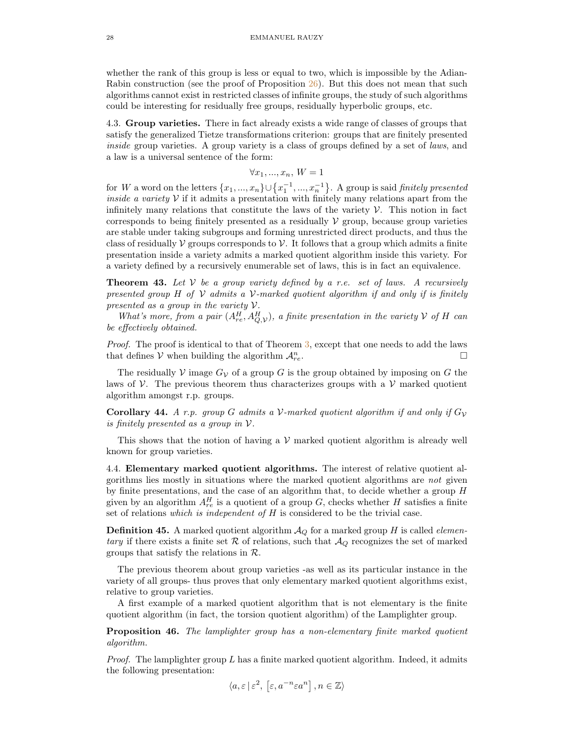whether the rank of this group is less or equal to two, which is impossible by the Adian-Rabin construction (see the proof of Proposition 26). But this does not mean that such algorithms cannot exist in restricted classes of infinite groups, the study of such algorithms could be interesting for residually free groups, residually hyperbolic groups, etc.

4.3. **Group varieties.** There in fact already exists a wide range of classes of groups that satisfy the generalized Tietze transformations criterion: groups that are finitely presented *inside* group varieties. A group variety is a class of groups defined by a set of *laws*, and a law is a universal sentence of the form:

$$\forall x_1, ..., x_n,\, W = 1$$

for $W$ a word on the letters $\{x_1, ..., x_n\} \cup \{x_1^{-1}, ..., x_n^{-1}\}$. A group is said *finitely presented inside a variety* $\mathcal{V}$ if it admits a presentation with finitely many relations apart from the infinitely many relations that constitute the laws of the variety $\mathcal{V}$. This notion in fact corresponds to being finitely presented as a residually $\mathcal{V}$ group, because group varieties are stable under taking subgroups and forming unrestricted direct products, and thus the class of residually $\mathcal{V}$ groups corresponds to $\mathcal{V}$. It follows that a group which admits a finite presentation inside a variety admits a marked quotient algorithm inside this variety. For a variety defined by a recursively enumerable set of laws, this is in fact an equivalence.

**Theorem 43.** *Let $\mathcal{V}$ be a group variety defined by a r.e. set of laws. A recursively presented group $H$ of $\mathcal{V}$ admits a $\mathcal{V}$-marked quotient algorithm if and only if is finitely presented as a group in the variety $\mathcal{V}$.*

*What's more, from a pair $(A_{re}^H, A_{Q,\mathcal{V}}^H)$, a finite presentation in the variety $\mathcal{V}$ of $H$ can be effectively obtained.*

*Proof.* The proof is identical to that of Theorem 3, except that one needs to add the laws that defines $\mathcal{V}$ when building the algorithm $\mathcal{A}_{re}^n$. □

The residually $\mathcal{V}$ image $G_{\mathcal{V}}$ of a group $G$ is the group obtained by imposing on $G$ the laws of $\mathcal{V}$. The previous theorem thus characterizes groups with a $\mathcal{V}$ marked quotient algorithm amongst r.p. groups.

**Corollary 44.** *A r.p. group $G$ admits a $\mathcal{V}$-marked quotient algorithm if and only if $G_{\mathcal{V}}$ is finitely presented as a group in $\mathcal{V}$.*

This shows that the notion of having a $\mathcal{V}$ marked quotient algorithm is already well known for group varieties.

4.4. **Elementary marked quotient algorithms.** The interest of relative quotient algorithms lies mostly in situations where the marked quotient algorithms are *not* given by finite presentations, and the case of an algorithm that, to decide whether a group $H$ given by an algorithm $A_{re}^H$ is a quotient of a group $G$, checks whether $H$ satisfies a finite set of relations *which is independent of* $H$ is considered to be the trivial case.

**Definition 45.** A marked quotient algorithm $\mathcal{A}_Q$ for a marked group $H$ is called *elementary* if there exists a finite set $\mathcal{R}$ of relations, such that $\mathcal{A}_Q$ recognizes the set of marked groups that satisfy the relations in $\mathcal{R}$.

The previous theorem about group varieties -as well as its particular instance in the variety of all groups- thus proves that only elementary marked quotient algorithms exist, relative to group varieties.

A first example of a marked quotient algorithm that is not elementary is the finite quotient algorithm (in fact, the torsion quotient algorithm) of the Lamplighter group.

**Proposition 46.** *The lamplighter group has a non-elementary finite marked quotient algorithm.*

*Proof.* The lamplighter group $L$ has a finite marked quotient algorithm. Indeed, it admits the following presentation:

$$\langle a, \varepsilon \,|\, \varepsilon^2,\, \left[\varepsilon, a^{-n}\varepsilon a^n\right], n \in \mathbb{Z}\rangle$$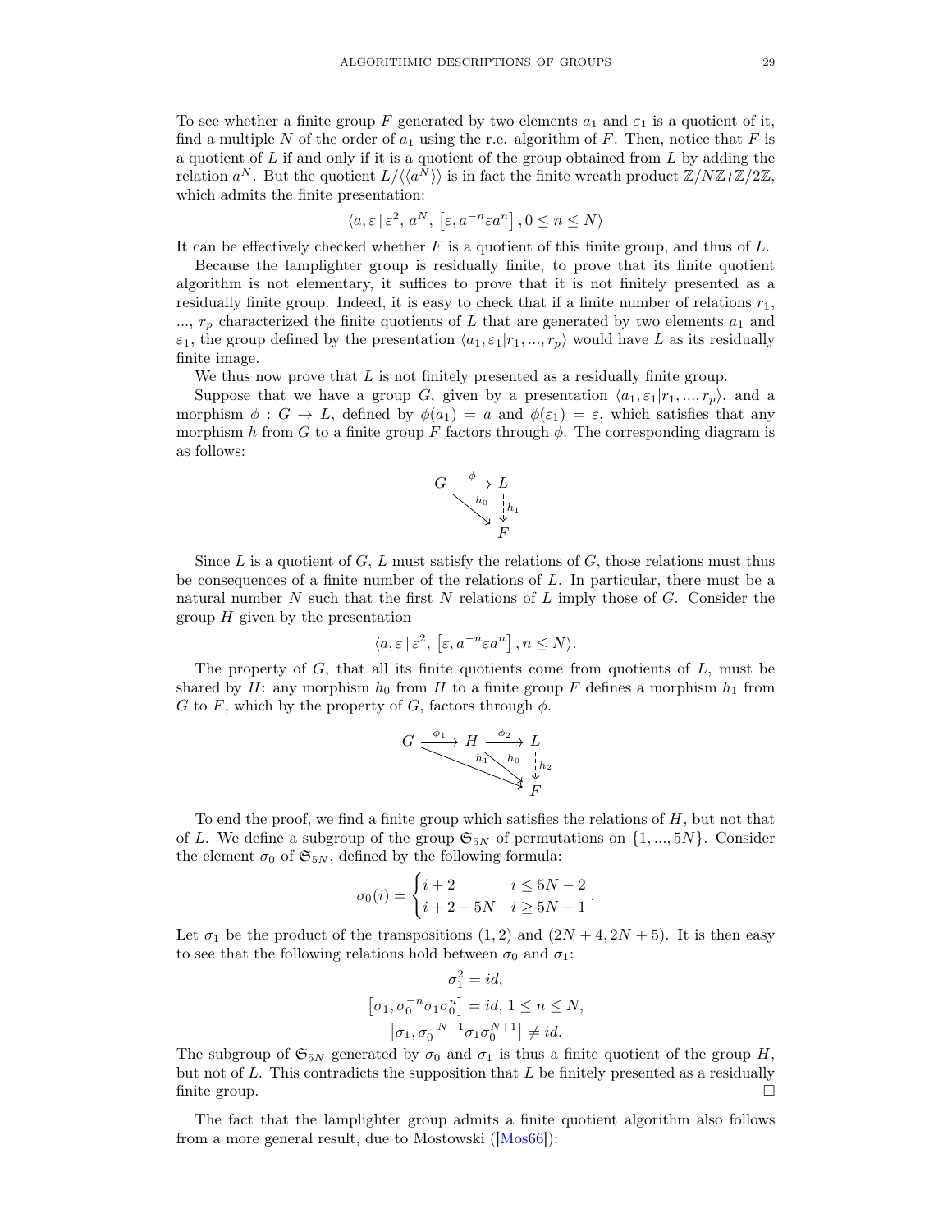To see whether a finite group $F$ generated by two elements $a_1$ and $\varepsilon_1$ is a quotient of it, find a multiple $N$ of the order of $a_1$ using the r.e. algorithm of $F$. Then, notice that $F$ is a quotient of $L$ if and only if it is a quotient of the group obtained from $L$ by adding the relation $a^N$. But the quotient $L/\langle\langle a^N \rangle\rangle$ is in fact the finite wreath product $\mathbb{Z}/N\mathbb{Z} \wr \mathbb{Z}/2\mathbb{Z}$, which admits the finite presentation:

$$\langle a, \varepsilon \,|\, \varepsilon^2,\, a^N,\, \left[\varepsilon, a^{-n}\varepsilon a^n\right], 0 \leq n \leq N \rangle$$

It can be effectively checked whether $F$ is a quotient of this finite group, and thus of $L$.

Because the lamplighter group is residually finite, to prove that its finite quotient algorithm is not elementary, it suffices to prove that it is not finitely presented as a residually finite group. Indeed, it is easy to check that if a finite number of relations $r_1$, ..., $r_p$ characterized the finite quotients of $L$ that are generated by two elements $a_1$ and $\varepsilon_1$, the group defined by the presentation $\langle a_1, \varepsilon_1 | r_1, ..., r_p\rangle$ would have $L$ as its residually finite image.

We thus now prove that $L$ is not finitely presented as a residually finite group.

Suppose that we have a group $G$, given by a presentation $\langle a_1, \varepsilon_1 | r_1, ..., r_p\rangle$, and a morphism $\phi : G \to L$, defined by $\phi(a_1) = a$ and $\phi(\varepsilon_1) = \varepsilon$, which satisfies that any morphism $h$ from $G$ to a finite group $F$ factors through $\phi$. The corresponding diagram is as follows:

$$\begin{array}{ccc} G & \xrightarrow{\phi} & L \\ & \searrow^{h_0} & \downarrow{\scriptstyle h_1} \\ & & F \end{array}$$

Since $L$ is a quotient of $G$, $L$ must satisfy the relations of $G$, those relations must thus be consequences of a finite number of the relations of $L$. In particular, there must be a natural number $N$ such that the first $N$ relations of $L$ imply those of $G$. Consider the group $H$ given by the presentation

$$\langle a, \varepsilon \,|\, \varepsilon^2,\, \left[\varepsilon, a^{-n}\varepsilon a^n\right], n \leq N\rangle.$$

The property of $G$, that all its finite quotients come from quotients of $L$, must be shared by $H$: any morphism $h_0$ from $H$ to a finite group $F$ defines a morphism $h_1$ from $G$ to $F$, which by the property of $G$, factors through $\phi$.

$$\begin{array}{ccccc} G & \xrightarrow{\phi_1} & H & \xrightarrow{\phi_2} & L \\ & {\scriptstyle h_1} & \searrow^{h_0} & & \downarrow{\scriptstyle h_2} \\ & & & & F \end{array}$$

To end the proof, we find a finite group which satisfies the relations of $H$, but not that of $L$. We define a subgroup of the group $\mathfrak{S}_{5N}$ of permutations on $\{1, ..., 5N\}$. Consider the element $\sigma_0$ of $\mathfrak{S}_{5N}$, defined by the following formula:

$$\sigma_0(i) = \begin{cases} i+2 & i \leq 5N-2 \\ i+2-5N & i \geq 5N-1 \end{cases}.$$

Let $\sigma_1$ be the product of the transpositions $(1, 2)$ and $(2N+4, 2N+5)$. It is then easy to see that the following relations hold between $\sigma_0$ and $\sigma_1$:

$$\sigma_1^2 = id,$$
$$\left[\sigma_1, \sigma_0^{-n}\sigma_1\sigma_0^n\right] = id,\, 1 \leq n \leq N,$$
$$\left[\sigma_1, \sigma_0^{-N-1}\sigma_1\sigma_0^{N+1}\right] \neq id.$$

The subgroup of $\mathfrak{S}_{5N}$ generated by $\sigma_0$ and $\sigma_1$ is thus a finite quotient of the group $H$, but not of $L$. This contradicts the supposition that $L$ be finitely presented as a residually finite group. □

The fact that the lamplighter group admits a finite quotient algorithm also follows from a more general result, due to Mostowski ([Mos66]):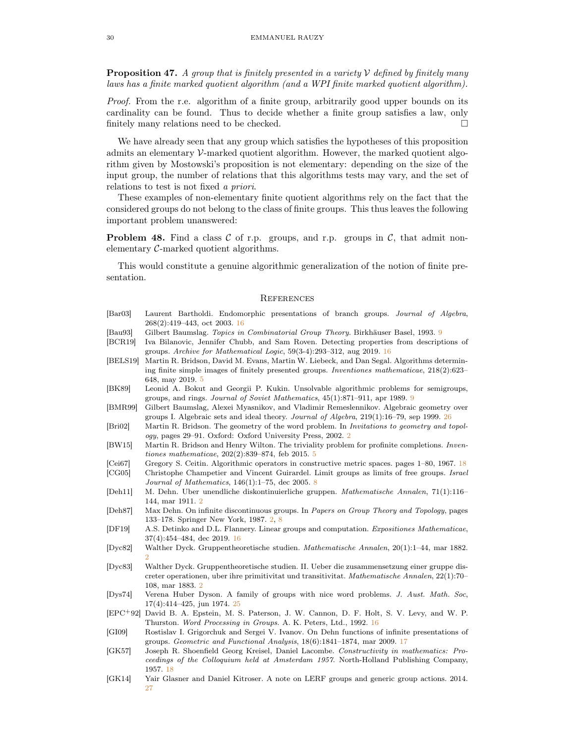**Proposition 47.** *A group that is finitely presented in a variety $\mathcal{V}$ defined by finitely many laws has a finite marked quotient algorithm (and a WPI finite marked quotient algorithm).*

*Proof.* From the r.e. algorithm of a finite group, arbitrarily good upper bounds on its cardinality can be found. Thus to decide whether a finite group satisfies a law, only finitely many relations need to be checked. □

We have already seen that any group which satisfies the hypotheses of this proposition admits an elementary $\mathcal{V}$-marked quotient algorithm. However, the marked quotient algorithm given by Mostowski's proposition is not elementary: depending on the size of the input group, the number of relations that this algorithms tests may vary, and the set of relations to test is not fixed *a priori*.

These examples of non-elementary finite quotient algorithms rely on the fact that the considered groups do not belong to the class of finite groups. This thus leaves the following important problem unanswered:

**Problem 48.** Find a class $\mathcal{C}$ of r.p. groups, and r.p. groups in $\mathcal{C}$, that admit non-elementary $\mathcal{C}$-marked quotient algorithms.

This would constitute a genuine algorithmic generalization of the notion of finite presentation.

## References

[Bar03] Laurent Bartholdi. Endomorphic presentations of branch groups. *Journal of Algebra*, 268(2):419–443, oct 2003. 16

[Bau93] Gilbert Baumslag. *Topics in Combinatorial Group Theory*. Birkhäuser Basel, 1993. 9

[BCR19] Iva Bilanovic, Jennifer Chubb, and Sam Roven. Detecting properties from descriptions of groups. *Archive for Mathematical Logic*, 59(3-4):293–312, aug 2019. 16

[BELS19] Martin R. Bridson, David M. Evans, Martin W. Liebeck, and Dan Segal. Algorithms determining finite simple images of finitely presented groups. *Inventiones mathematicae*, 218(2):623–648, may 2019. 5

[BK89] Leonid A. Bokut and Georgii P. Kukin. Unsolvable algorithmic problems for semigroups, groups, and rings. *Journal of Soviet Mathematics*, 45(1):871–911, apr 1989. 9

[BMR99] Gilbert Baumslag, Alexei Myasnikov, and Vladimir Remeslennikov. Algebraic geometry over groups I. Algebraic sets and ideal theory. *Journal of Algebra*, 219(1):16–79, sep 1999. 26

[Bri02] Martin R. Bridson. The geometry of the word problem. In *Invitations to geometry and topology*, pages 29–91. Oxford: Oxford University Press, 2002. 2

[BW15] Martin R. Bridson and Henry Wilton. The triviality problem for profinite completions. *Inventiones mathematicae*, 202(2):839–874, feb 2015. 5

[Cei67] Gregory S. Ceitin. Algorithmic operators in constructive metric spaces. pages 1–80, 1967. 18

[CG05] Christophe Champetier and Vincent Guirardel. Limit groups as limits of free groups. *Israel Journal of Mathematics*, 146(1):1–75, dec 2005. 8

[Deh11] M. Dehn. Uber unendliche diskontinuierliche gruppen. *Mathematische Annalen*, 71(1):116–144, mar 1911. 2

[Deh87] Max Dehn. On infinite discontinuous groups. In *Papers on Group Theory and Topology*, pages 133–178. Springer New York, 1987. 2, 8

[DF19] A.S. Detinko and D.L. Flannery. Linear groups and computation. *Expositiones Mathematicae*, 37(4):454–484, dec 2019. 16

[Dyc82] Walther Dyck. Gruppentheoretische studien. *Mathematische Annalen*, 20(1):1–44, mar 1882. 2

[Dyc83] Walther Dyck. Gruppentheoretische studien. II. Ueber die zusammensetzung einer gruppe discreter operationen, uber ihre primitivitat und transitivitat. *Mathematische Annalen*, 22(1):70–108, mar 1883. 2

[Dys74] Verena Huber Dyson. A family of groups with nice word problems. *J. Aust. Math. Soc*, 17(4):414–425, jun 1974. 25

[EPC+92] David B. A. Epstein, M. S. Paterson, J. W. Cannon, D. F. Holt, S. V. Levy, and W. P. Thurston. *Word Processing in Groups*. A. K. Peters, Ltd., 1992. 16

[GI09] Rostislav I. Grigorchuk and Sergei V. Ivanov. On Dehn functions of infinite presentations of groups. *Geometric and Functional Analysis*, 18(6):1841–1874, mar 2009. 17

[GK57] Joseph R. Shoenfield Georg Kreisel, Daniel Lacombe. *Constructivity in mathematics: Proceedings of the Colloquium held at Amsterdam 1957*. North-Holland Publishing Company, 1957. 18

[GK14] Yair Glasner and Daniel Kitroser. A note on LERF groups and generic group actions. 2014. 27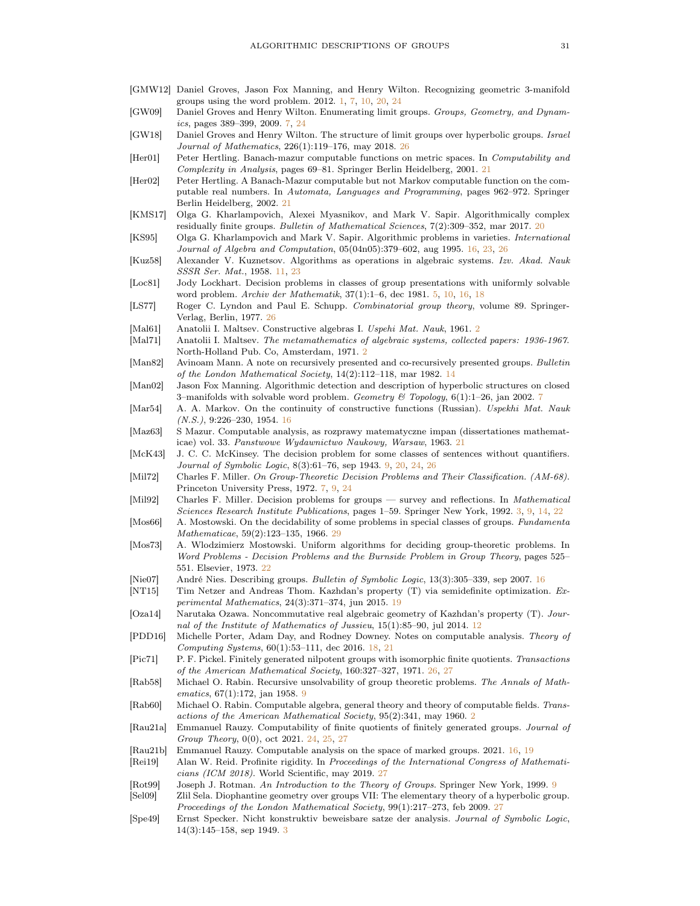[GMW12] Daniel Groves, Jason Fox Manning, and Henry Wilton. Recognizing geometric 3-manifold groups using the word problem. 2012. 1, 7, 10, 20, 24

[GW09] Daniel Groves and Henry Wilton. Enumerating limit groups. *Groups, Geometry, and Dynamics*, pages 389–399, 2009. 7, 24

[GW18] Daniel Groves and Henry Wilton. The structure of limit groups over hyperbolic groups. *Israel Journal of Mathematics*, 226(1):119–176, may 2018. 26

[Her01] Peter Hertling. Banach-mazur computable functions on metric spaces. In *Computability and Complexity in Analysis*, pages 69–81. Springer Berlin Heidelberg, 2001. 21

[Her02] Peter Hertling. A Banach-Mazur computable but not Markov computable function on the computable real numbers. In *Automata, Languages and Programming*, pages 962–972. Springer Berlin Heidelberg, 2002. 21

[KMS17] Olga G. Kharlampovich, Alexei Myasnikov, and Mark V. Sapir. Algorithmically complex residually finite groups. *Bulletin of Mathematical Sciences*, 7(2):309–352, mar 2017. 20

[KS95] Olga G. Kharlampovich and Mark V. Sapir. Algorithmic problems in varieties. *International Journal of Algebra and Computation*, 05(04n05):379–602, aug 1995. 16, 23, 26

[Kuz58] Alexander V. Kuznetsov. Algorithms as operations in algebraic systems. *Izv. Akad. Nauk SSSR Ser. Mat.*, 1958. 11, 23

[Loc81] Jody Lockhart. Decision problems in classes of group presentations with uniformly solvable word problem. *Archiv der Mathematik*, 37(1):1–6, dec 1981. 5, 10, 16, 18

[LS77] Roger C. Lyndon and Paul E. Schupp. *Combinatorial group theory*, volume 89. Springer-Verlag, Berlin, 1977. 26

[Mal61] Anatolii I. Maltsev. Constructive algebras I. *Uspehi Mat. Nauk*, 1961. 2

[Mal71] Anatolii I. Maltsev. *The metamathematics of algebraic systems, collected papers: 1936-1967*. North-Holland Pub. Co, Amsterdam, 1971. 2

[Man82] Avinoam Mann. A note on recursively presented and co-recursively presented groups. *Bulletin of the London Mathematical Society*, 14(2):112–118, mar 1982. 14

[Man02] Jason Fox Manning. Algorithmic detection and description of hyperbolic structures on closed 3–manifolds with solvable word problem. *Geometry & Topology*, 6(1):1–26, jan 2002. 7

[Mar54] A. A. Markov. On the continuity of constructive functions (Russian). *Uspekhi Mat. Nauk (N.S.)*, 9:226–230, 1954. 16

[Maz63] S Mazur. Computable analysis, as rozprawy matematyczne impan (dissertationes mathematicae) vol. 33. *Panstwowe Wydawnictwo Naukowy, Warsaw*, 1963. 21

[McK43] J. C. C. McKinsey. The decision problem for some classes of sentences without quantifiers. *Journal of Symbolic Logic*, 8(3):61–76, sep 1943. 9, 20, 24, 26

[Mil72] Charles F. Miller. *On Group-Theoretic Decision Problems and Their Classification. (AM-68)*. Princeton University Press, 1972. 7, 9, 24

[Mil92] Charles F. Miller. Decision problems for groups — survey and reflections. In *Mathematical Sciences Research Institute Publications*, pages 1–59. Springer New York, 1992. 3, 9, 14, 22

[Mos66] A. Mostowski. On the decidability of some problems in special classes of groups. *Fundamenta Mathematicae*, 59(2):123–135, 1966. 29

[Mos73] A. Wlodzimierz Mostowski. Uniform algorithms for deciding group-theoretic problems. In *Word Problems - Decision Problems and the Burnside Problem in Group Theory*, pages 525–551. Elsevier, 1973. 22

[Nie07] André Nies. Describing groups. *Bulletin of Symbolic Logic*, 13(3):305–339, sep 2007. 16

[NT15] Tim Netzer and Andreas Thom. Kazhdan's property (T) via semidefinite optimization. *Experimental Mathematics*, 24(3):371–374, jun 2015. 19

[Oza14] Narutaka Ozawa. Noncommutative real algebraic geometry of Kazhdan's property (T). *Journal of the Institute of Mathematics of Jussieu*, 15(1):85–90, jul 2014. 12

[PDD16] Michelle Porter, Adam Day, and Rodney Downey. Notes on computable analysis. *Theory of Computing Systems*, 60(1):53–111, dec 2016. 18, 21

[Pic71] P. F. Pickel. Finitely generated nilpotent groups with isomorphic finite quotients. *Transactions of the American Mathematical Society*, 160:327–327, 1971. 26, 27

[Rab58] Michael O. Rabin. Recursive unsolvability of group theoretic problems. *The Annals of Mathematics*, 67(1):172, jan 1958. 9

[Rab60] Michael O. Rabin. Computable algebra, general theory and theory of computable fields. *Transactions of the American Mathematical Society*, 95(2):341, may 1960. 2

[Rau21a] Emmanuel Rauzy. Computability of finite quotients of finitely generated groups. *Journal of Group Theory*, 0(0), oct 2021. 24, 25, 27

[Rau21b] Emmanuel Rauzy. Computable analysis on the space of marked groups. 2021. 16, 19

[Rei19] Alan W. Reid. Profinite rigidity. In *Proceedings of the International Congress of Mathematicians (ICM 2018)*. World Scientific, may 2019. 27

[Rot99] Joseph J. Rotman. *An Introduction to the Theory of Groups*. Springer New York, 1999. 9

[Sel09] Zlil Sela. Diophantine geometry over groups VII: The elementary theory of a hyperbolic group. *Proceedings of the London Mathematical Society*, 99(1):217–273, feb 2009. 27

[Spe49] Ernst Specker. Nicht konstruktiv beweisbare satze der analysis. *Journal of Symbolic Logic*, 14(3):145–158, sep 1949. 3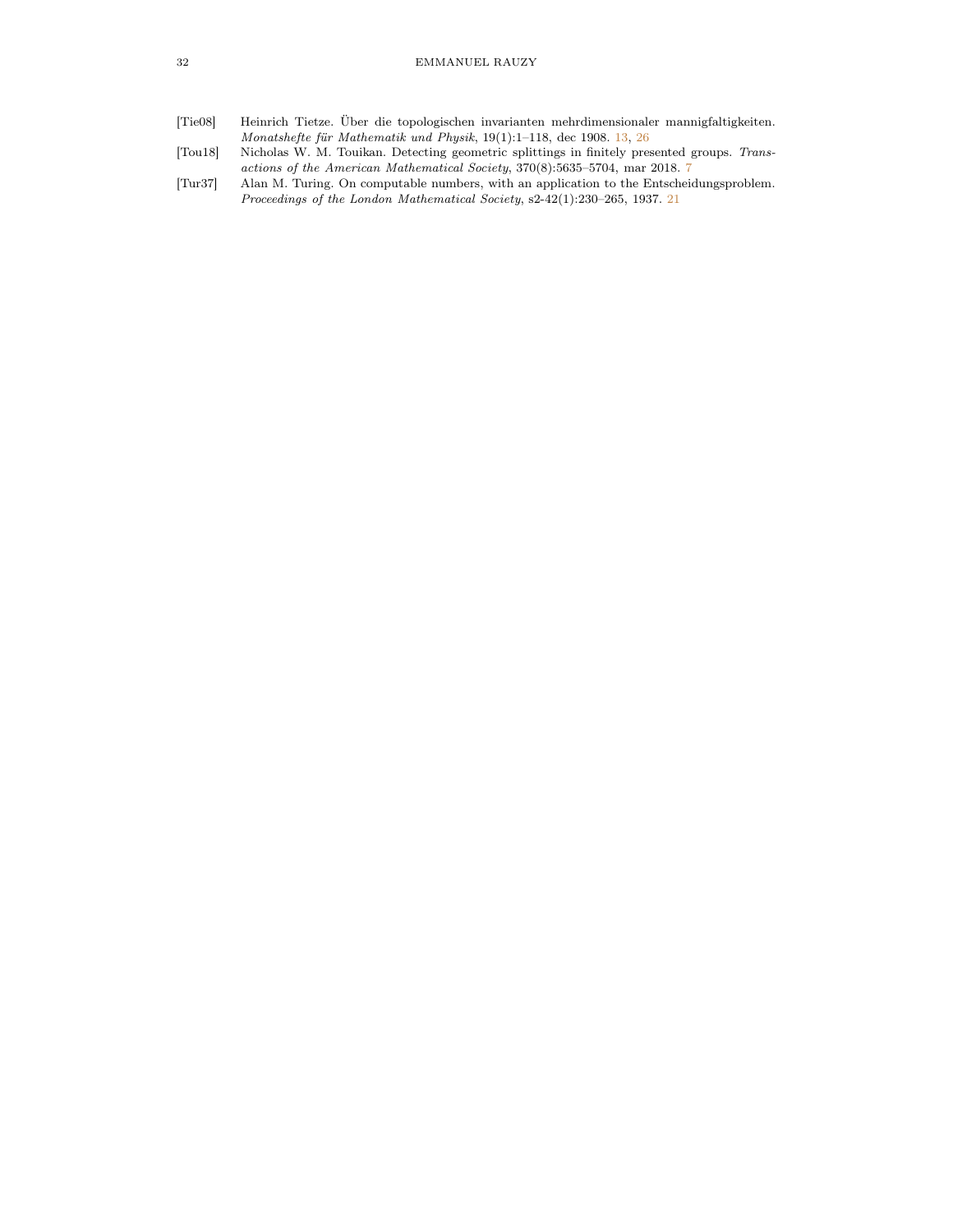[Tie08] Heinrich Tietze. Über die topologischen invarianten mehrdimensionaler mannigfaltigkeiten. *Monatshefte für Mathematik und Physik*, 19(1):1–118, dec 1908. 13, 26

[Tou18] Nicholas W. M. Touikan. Detecting geometric splittings in finitely presented groups. *Transactions of the American Mathematical Society*, 370(8):5635–5704, mar 2018. 7

[Tur37] Alan M. Turing. On computable numbers, with an application to the Entscheidungsproblem. *Proceedings of the London Mathematical Society*, s2-42(1):230–265, 1937. 21